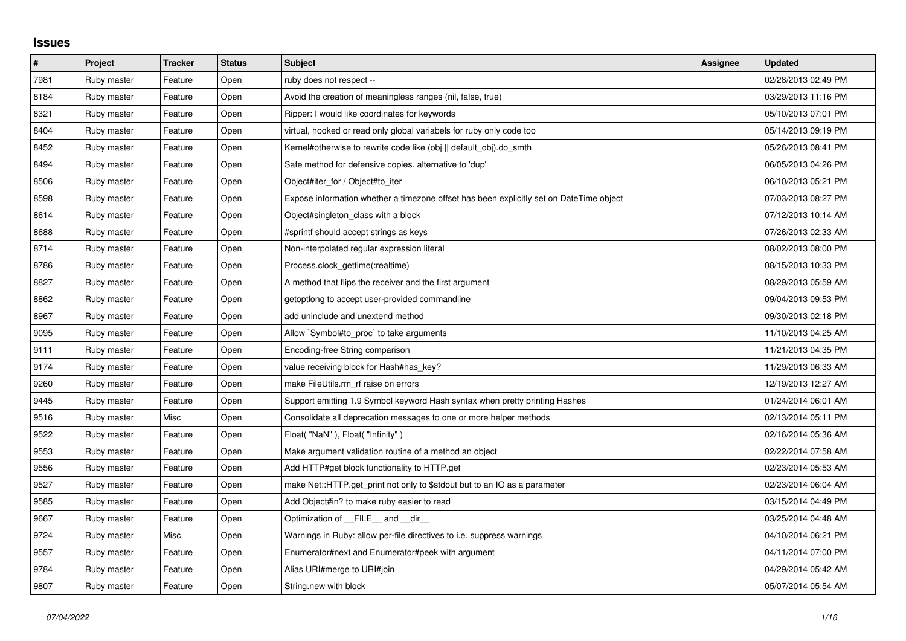# Issues

| # | Project | Tracker | Status | Subject | Assignee | Updated |
|---|---|---|---|---|---|---|
| 7981 | Ruby master | Feature | Open | ruby does not respect -- | | 02/28/2013 02:49 PM |
| 8184 | Ruby master | Feature | Open | Avoid the creation of meaningless ranges (nil, false, true) | | 03/29/2013 11:16 PM |
| 8321 | Ruby master | Feature | Open | Ripper: I would like coordinates for keywords | | 05/10/2013 07:01 PM |
| 8404 | Ruby master | Feature | Open | virtual, hooked or read only global variabels for ruby only code too | | 05/14/2013 09:19 PM |
| 8452 | Ruby master | Feature | Open | Kernel#otherwise to rewrite code like (obj \|\| default_obj).do_smth | | 05/26/2013 08:41 PM |
| 8494 | Ruby master | Feature | Open | Safe method for defensive copies. alternative to 'dup' | | 06/05/2013 04:26 PM |
| 8506 | Ruby master | Feature | Open | Object#iter_for / Object#to_iter | | 06/10/2013 05:21 PM |
| 8598 | Ruby master | Feature | Open | Expose information whether a timezone offset has been explicitly set on DateTime object | | 07/03/2013 08:27 PM |
| 8614 | Ruby master | Feature | Open | Object#singleton_class with a block | | 07/12/2013 10:14 AM |
| 8688 | Ruby master | Feature | Open | #sprintf should accept strings as keys | | 07/26/2013 02:33 AM |
| 8714 | Ruby master | Feature | Open | Non-interpolated regular expression literal | | 08/02/2013 08:00 PM |
| 8786 | Ruby master | Feature | Open | Process.clock_gettime(:realtime) | | 08/15/2013 10:33 PM |
| 8827 | Ruby master | Feature | Open | A method that flips the receiver and the first argument | | 08/29/2013 05:59 AM |
| 8862 | Ruby master | Feature | Open | getoptlong to accept user-provided commandline | | 09/04/2013 09:53 PM |
| 8967 | Ruby master | Feature | Open | add uninclude and unextend method | | 09/30/2013 02:18 PM |
| 9095 | Ruby master | Feature | Open | Allow `Symbol#to_proc` to take arguments | | 11/10/2013 04:25 AM |
| 9111 | Ruby master | Feature | Open | Encoding-free String comparison | | 11/21/2013 04:35 PM |
| 9174 | Ruby master | Feature | Open | value receiving block for Hash#has_key? | | 11/29/2013 06:33 AM |
| 9260 | Ruby master | Feature | Open | make FileUtils.rm_rf raise on errors | | 12/19/2013 12:27 AM |
| 9445 | Ruby master | Feature | Open | Support emitting 1.9 Symbol keyword Hash syntax when pretty printing Hashes | | 01/24/2014 06:01 AM |
| 9516 | Ruby master | Misc | Open | Consolidate all deprecation messages to one or more helper methods | | 02/13/2014 05:11 PM |
| 9522 | Ruby master | Feature | Open | Float( "NaN" ), Float( "Infinity" ) | | 02/16/2014 05:36 AM |
| 9553 | Ruby master | Feature | Open | Make argument validation routine of a method an object | | 02/22/2014 07:58 AM |
| 9556 | Ruby master | Feature | Open | Add HTTP#get block functionality to HTTP.get | | 02/23/2014 05:53 AM |
| 9527 | Ruby master | Feature | Open | make Net::HTTP.get_print not only to $stdout but to an IO as a parameter | | 02/23/2014 06:04 AM |
| 9585 | Ruby master | Feature | Open | Add Object#in? to make ruby easier to read | | 03/15/2014 04:49 PM |
| 9667 | Ruby master | Feature | Open | Optimization of __FILE__ and __dir__ | | 03/25/2014 04:48 AM |
| 9724 | Ruby master | Misc | Open | Warnings in Ruby: allow per-file directives to i.e. suppress warnings | | 04/10/2014 06:21 PM |
| 9557 | Ruby master | Feature | Open | Enumerator#next and Enumerator#peek with argument | | 04/11/2014 07:00 PM |
| 9784 | Ruby master | Feature | Open | Alias URI#merge to URI#join | | 04/29/2014 05:42 AM |
| 9807 | Ruby master | Feature | Open | String.new with block | | 05/07/2014 05:54 AM |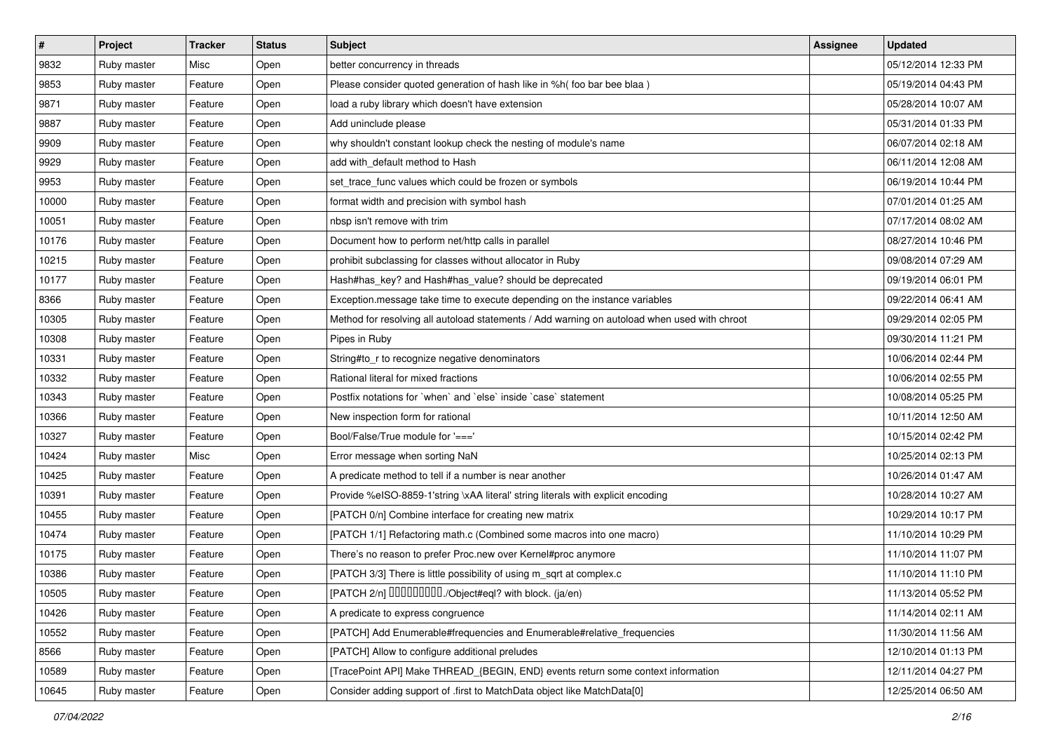| # | Project | Tracker | Status | Subject | Assignee | Updated |
|---|---|---|---|---|---|---|
| 9832 | Ruby master | Misc | Open | better concurrency in threads | | 05/12/2014 12:33 PM |
| 9853 | Ruby master | Feature | Open | Please consider quoted generation of hash like in %h( foo bar bee blaa ) | | 05/19/2014 04:43 PM |
| 9871 | Ruby master | Feature | Open | load a ruby library which doesn't have extension | | 05/28/2014 10:07 AM |
| 9887 | Ruby master | Feature | Open | Add uninclude please | | 05/31/2014 01:33 PM |
| 9909 | Ruby master | Feature | Open | why shouldn't constant lookup check the nesting of module's name | | 06/07/2014 02:18 AM |
| 9929 | Ruby master | Feature | Open | add with_default method to Hash | | 06/11/2014 12:08 AM |
| 9953 | Ruby master | Feature | Open | set_trace_func values which could be frozen or symbols | | 06/19/2014 10:44 PM |
| 10000 | Ruby master | Feature | Open | format width and precision with symbol hash | | 07/01/2014 01:25 AM |
| 10051 | Ruby master | Feature | Open | nbsp isn't remove with trim | | 07/17/2014 08:02 AM |
| 10176 | Ruby master | Feature | Open | Document how to perform net/http calls in parallel | | 08/27/2014 10:46 PM |
| 10215 | Ruby master | Feature | Open | prohibit subclassing for classes without allocator in Ruby | | 09/08/2014 07:29 AM |
| 10177 | Ruby master | Feature | Open | Hash#has_key? and Hash#has_value? should be deprecated | | 09/19/2014 06:01 PM |
| 8366 | Ruby master | Feature | Open | Exception.message take time to execute depending on the instance variables | | 09/22/2014 06:41 AM |
| 10305 | Ruby master | Feature | Open | Method for resolving all autoload statements / Add warning on autoload when used with chroot | | 09/29/2014 02:05 PM |
| 10308 | Ruby master | Feature | Open | Pipes in Ruby | | 09/30/2014 11:21 PM |
| 10331 | Ruby master | Feature | Open | String#to_r to recognize negative denominators | | 10/06/2014 02:44 PM |
| 10332 | Ruby master | Feature | Open | Rational literal for mixed fractions | | 10/06/2014 02:55 PM |
| 10343 | Ruby master | Feature | Open | Postfix notations for `when` and `else` inside `case` statement | | 10/08/2014 05:25 PM |
| 10366 | Ruby master | Feature | Open | New inspection form for rational | | 10/11/2014 12:50 AM |
| 10327 | Ruby master | Feature | Open | Bool/False/True module for '===' | | 10/15/2014 02:42 PM |
| 10424 | Ruby master | Misc | Open | Error message when sorting NaN | | 10/25/2014 02:13 PM |
| 10425 | Ruby master | Feature | Open | A predicate method to tell if a number is near another | | 10/26/2014 01:47 AM |
| 10391 | Ruby master | Feature | Open | Provide %eISO-8859-1'string \xAA literal' string literals with explicit encoding | | 10/28/2014 10:27 AM |
| 10455 | Ruby master | Feature | Open | [PATCH 0/n] Combine interface for creating new matrix | | 10/29/2014 10:17 PM |
| 10474 | Ruby master | Feature | Open | [PATCH 1/1] Refactoring math.c (Combined some macros into one macro) | | 11/10/2014 10:29 PM |
| 10175 | Ruby master | Feature | Open | There's no reason to prefer Proc.new over Kernel#proc anymore | | 11/10/2014 11:07 PM |
| 10386 | Ruby master | Feature | Open | [PATCH 3/3] There is little possibility of using m_sqrt at complex.c | | 11/10/2014 11:10 PM |
| 10505 | Ruby master | Feature | Open | [PATCH 2/n] □□□□□□□□□./Object#eql? with block. (ja/en) | | 11/13/2014 05:52 PM |
| 10426 | Ruby master | Feature | Open | A predicate to express congruence | | 11/14/2014 02:11 AM |
| 10552 | Ruby master | Feature | Open | [PATCH] Add Enumerable#frequencies and Enumerable#relative_frequencies | | 11/30/2014 11:56 AM |
| 8566 | Ruby master | Feature | Open | [PATCH] Allow to configure additional preludes | | 12/10/2014 01:13 PM |
| 10589 | Ruby master | Feature | Open | [TracePoint API] Make THREAD_{BEGIN, END} events return some context information | | 12/11/2014 04:27 PM |
| 10645 | Ruby master | Feature | Open | Consider adding support of .first to MatchData object like MatchData[0] | | 12/25/2014 06:50 AM |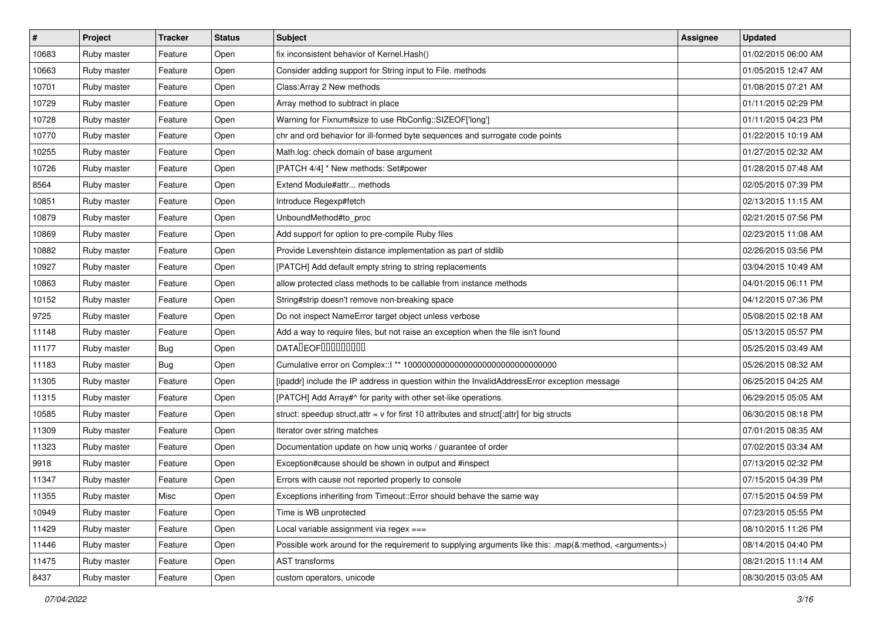| # | Project | Tracker | Status | Subject | Assignee | Updated |
|---|---|---|---|---|---|---|
| 10683 | Ruby master | Feature | Open | fix inconsistent behavior of Kernel.Hash() | | 01/02/2015 06:00 AM |
| 10663 | Ruby master | Feature | Open | Consider adding support for String input to File. methods | | 01/05/2015 12:47 AM |
| 10701 | Ruby master | Feature | Open | Class:Array 2 New methods | | 01/08/2015 07:21 AM |
| 10729 | Ruby master | Feature | Open | Array method to subtract in place | | 01/11/2015 02:29 PM |
| 10728 | Ruby master | Feature | Open | Warning for Fixnum#size to use RbConfig::SIZEOF['long'] | | 01/11/2015 04:23 PM |
| 10770 | Ruby master | Feature | Open | chr and ord behavior for ill-formed byte sequences and surrogate code points | | 01/22/2015 10:19 AM |
| 10255 | Ruby master | Feature | Open | Math.log: check domain of base argument | | 01/27/2015 02:32 AM |
| 10726 | Ruby master | Feature | Open | [PATCH 4/4] * New methods: Set#power | | 01/28/2015 07:48 AM |
| 8564 | Ruby master | Feature | Open | Extend Module#attr... methods | | 02/05/2015 07:39 PM |
| 10851 | Ruby master | Feature | Open | Introduce Regexp#fetch | | 02/13/2015 11:15 AM |
| 10879 | Ruby master | Feature | Open | UnboundMethod#to_proc | | 02/21/2015 07:56 PM |
| 10869 | Ruby master | Feature | Open | Add support for option to pre-compile Ruby files | | 02/23/2015 11:08 AM |
| 10882 | Ruby master | Feature | Open | Provide Levenshtein distance implementation as part of stdlib | | 02/26/2015 03:56 PM |
| 10927 | Ruby master | Feature | Open | [PATCH] Add default empty string to string replacements | | 03/04/2015 10:49 AM |
| 10863 | Ruby master | Feature | Open | allow protected class methods to be callable from instance methods | | 04/01/2015 06:11 PM |
| 10152 | Ruby master | Feature | Open | String#strip doesn't remove non-breaking space | | 04/12/2015 07:36 PM |
| 9725 | Ruby master | Feature | Open | Do not inspect NameError target object unless verbose | | 05/08/2015 02:18 AM |
| 11148 | Ruby master | Feature | Open | Add a way to require files, but not raise an exception when the file isn't found | | 05/13/2015 05:57 PM |
| 11177 | Ruby master | Bug | Open | DATA�EOF���������� | | 05/25/2015 03:49 AM |
| 11183 | Ruby master | Bug | Open | Cumulative error on Complex::I ** 100000000000000000000000000000000 | | 05/26/2015 08:32 AM |
| 11305 | Ruby master | Feature | Open | [ipaddr] include the IP address in question within the InvalidAddressError exception message | | 06/25/2015 04:25 AM |
| 11315 | Ruby master | Feature | Open | [PATCH] Add Array#^ for parity with other set-like operations. | | 06/29/2015 05:05 AM |
| 10585 | Ruby master | Feature | Open | struct: speedup struct.attr = v for first 10 attributes and struct[:attr] for big structs | | 06/30/2015 08:18 PM |
| 11309 | Ruby master | Feature | Open | Iterator over string matches | | 07/01/2015 08:35 AM |
| 11323 | Ruby master | Feature | Open | Documentation update on how uniq works / guarantee of order | | 07/02/2015 03:34 AM |
| 9918 | Ruby master | Feature | Open | Exception#cause should be shown in output and #inspect | | 07/13/2015 02:32 PM |
| 11347 | Ruby master | Feature | Open | Errors with cause not reported properly to console | | 07/15/2015 04:39 PM |
| 11355 | Ruby master | Misc | Open | Exceptions inheriting from Timeout::Error should behave the same way | | 07/15/2015 04:59 PM |
| 10949 | Ruby master | Feature | Open | Time is WB unprotected | | 07/23/2015 05:55 PM |
| 11429 | Ruby master | Feature | Open | Local variable assignment via regex === | | 08/10/2015 11:26 PM |
| 11446 | Ruby master | Feature | Open | Possible work around for the requirement to supplying arguments like this: .map(&:method, <arguments>) | | 08/14/2015 04:40 PM |
| 11475 | Ruby master | Feature | Open | AST transforms | | 08/21/2015 11:14 AM |
| 8437 | Ruby master | Feature | Open | custom operators, unicode | | 08/30/2015 03:05 AM |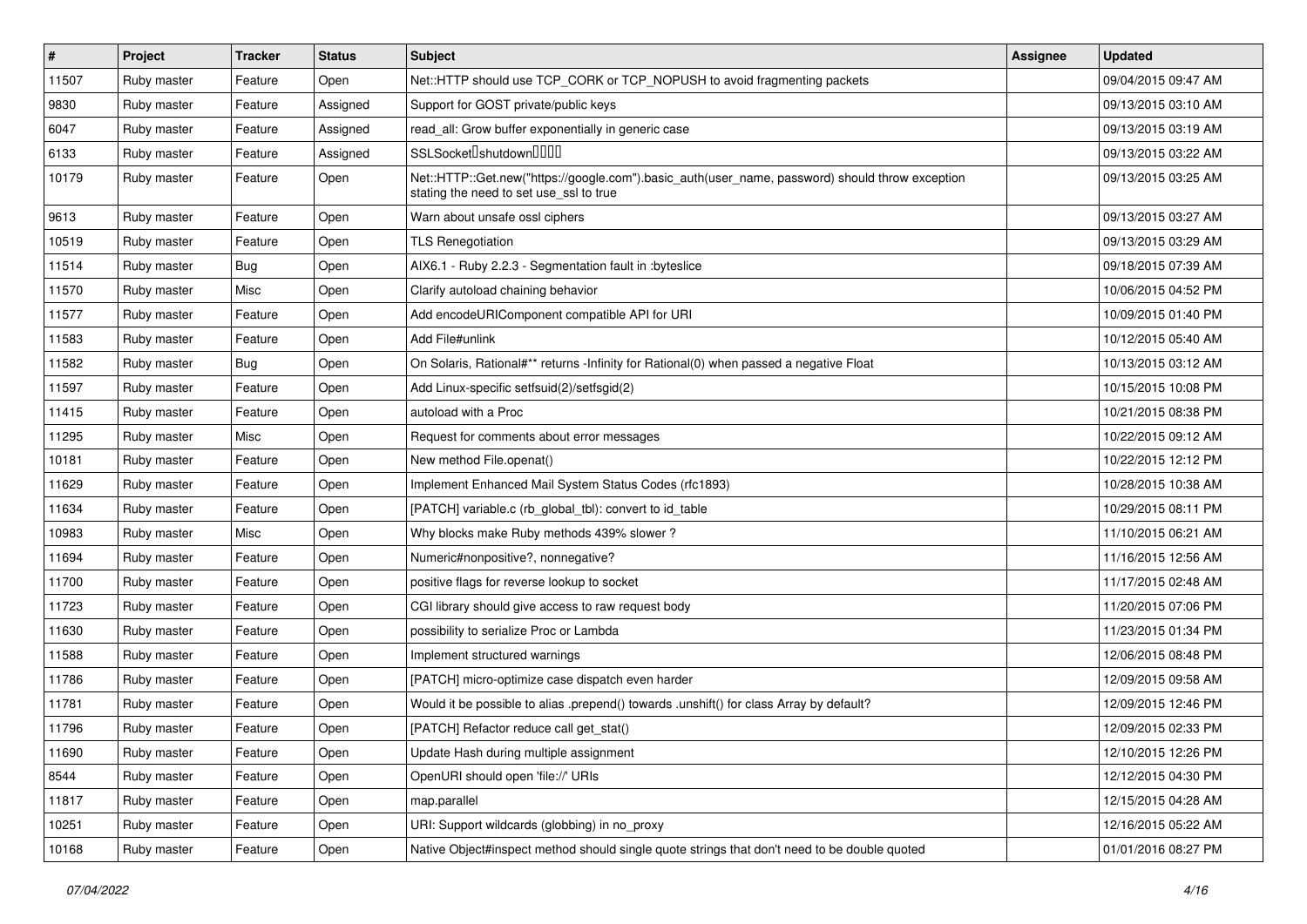| # | Project | Tracker | Status | Subject | Assignee | Updated |
|---|---|---|---|---|---|---|
| 11507 | Ruby master | Feature | Open | Net::HTTP should use TCP_CORK or TCP_NOPUSH to avoid fragmenting packets | | 09/04/2015 09:47 AM |
| 9830 | Ruby master | Feature | Assigned | Support for GOST private/public keys | | 09/13/2015 03:10 AM |
| 6047 | Ruby master | Feature | Assigned | read_all: Grow buffer exponentially in generic case | | 09/13/2015 03:19 AM |
| 6133 | Ruby master | Feature | Assigned | SSLSocket�shutdown���� | | 09/13/2015 03:22 AM |
| 10179 | Ruby master | Feature | Open | Net::HTTP::Get.new("https://google.com").basic_auth(user_name, password) should throw exception stating the need to set use_ssl to true | | 09/13/2015 03:25 AM |
| 9613 | Ruby master | Feature | Open | Warn about unsafe ossl ciphers | | 09/13/2015 03:27 AM |
| 10519 | Ruby master | Feature | Open | TLS Renegotiation | | 09/13/2015 03:29 AM |
| 11514 | Ruby master | Bug | Open | AIX6.1 - Ruby 2.2.3 - Segmentation fault in :byteslice | | 09/18/2015 07:39 AM |
| 11570 | Ruby master | Misc | Open | Clarify autoload chaining behavior | | 10/06/2015 04:52 PM |
| 11577 | Ruby master | Feature | Open | Add encodeURIComponent compatible API for URI | | 10/09/2015 01:40 PM |
| 11583 | Ruby master | Feature | Open | Add File#unlink | | 10/12/2015 05:40 AM |
| 11582 | Ruby master | Bug | Open | On Solaris, Rational#** returns -Infinity for Rational(0) when passed a negative Float | | 10/13/2015 03:12 AM |
| 11597 | Ruby master | Feature | Open | Add Linux-specific setfsuid(2)/setfsgid(2) | | 10/15/2015 10:08 PM |
| 11415 | Ruby master | Feature | Open | autoload with a Proc | | 10/21/2015 08:38 PM |
| 11295 | Ruby master | Misc | Open | Request for comments about error messages | | 10/22/2015 09:12 AM |
| 10181 | Ruby master | Feature | Open | New method File.openat() | | 10/22/2015 12:12 PM |
| 11629 | Ruby master | Feature | Open | Implement Enhanced Mail System Status Codes (rfc1893) | | 10/28/2015 10:38 AM |
| 11634 | Ruby master | Feature | Open | [PATCH] variable.c (rb_global_tbl): convert to id_table | | 10/29/2015 08:11 PM |
| 10983 | Ruby master | Misc | Open | Why blocks make Ruby methods 439% slower ? | | 11/10/2015 06:21 AM |
| 11694 | Ruby master | Feature | Open | Numeric#nonpositive?, nonnegative? | | 11/16/2015 12:56 AM |
| 11700 | Ruby master | Feature | Open | positive flags for reverse lookup to socket | | 11/17/2015 02:48 AM |
| 11723 | Ruby master | Feature | Open | CGI library should give access to raw request body | | 11/20/2015 07:06 PM |
| 11630 | Ruby master | Feature | Open | possibility to serialize Proc or Lambda | | 11/23/2015 01:34 PM |
| 11588 | Ruby master | Feature | Open | Implement structured warnings | | 12/06/2015 08:48 PM |
| 11786 | Ruby master | Feature | Open | [PATCH] micro-optimize case dispatch even harder | | 12/09/2015 09:58 AM |
| 11781 | Ruby master | Feature | Open | Would it be possible to alias .prepend() towards .unshift() for class Array by default? | | 12/09/2015 12:46 PM |
| 11796 | Ruby master | Feature | Open | [PATCH] Refactor reduce call get_stat() | | 12/09/2015 02:33 PM |
| 11690 | Ruby master | Feature | Open | Update Hash during multiple assignment | | 12/10/2015 12:26 PM |
| 8544 | Ruby master | Feature | Open | OpenURI should open 'file://' URIs | | 12/12/2015 04:30 PM |
| 11817 | Ruby master | Feature | Open | map.parallel | | 12/15/2015 04:28 AM |
| 10251 | Ruby master | Feature | Open | URI: Support wildcards (globbing) in no_proxy | | 12/16/2015 05:22 AM |
| 10168 | Ruby master | Feature | Open | Native Object#inspect method should single quote strings that don't need to be double quoted | | 01/01/2016 08:27 PM |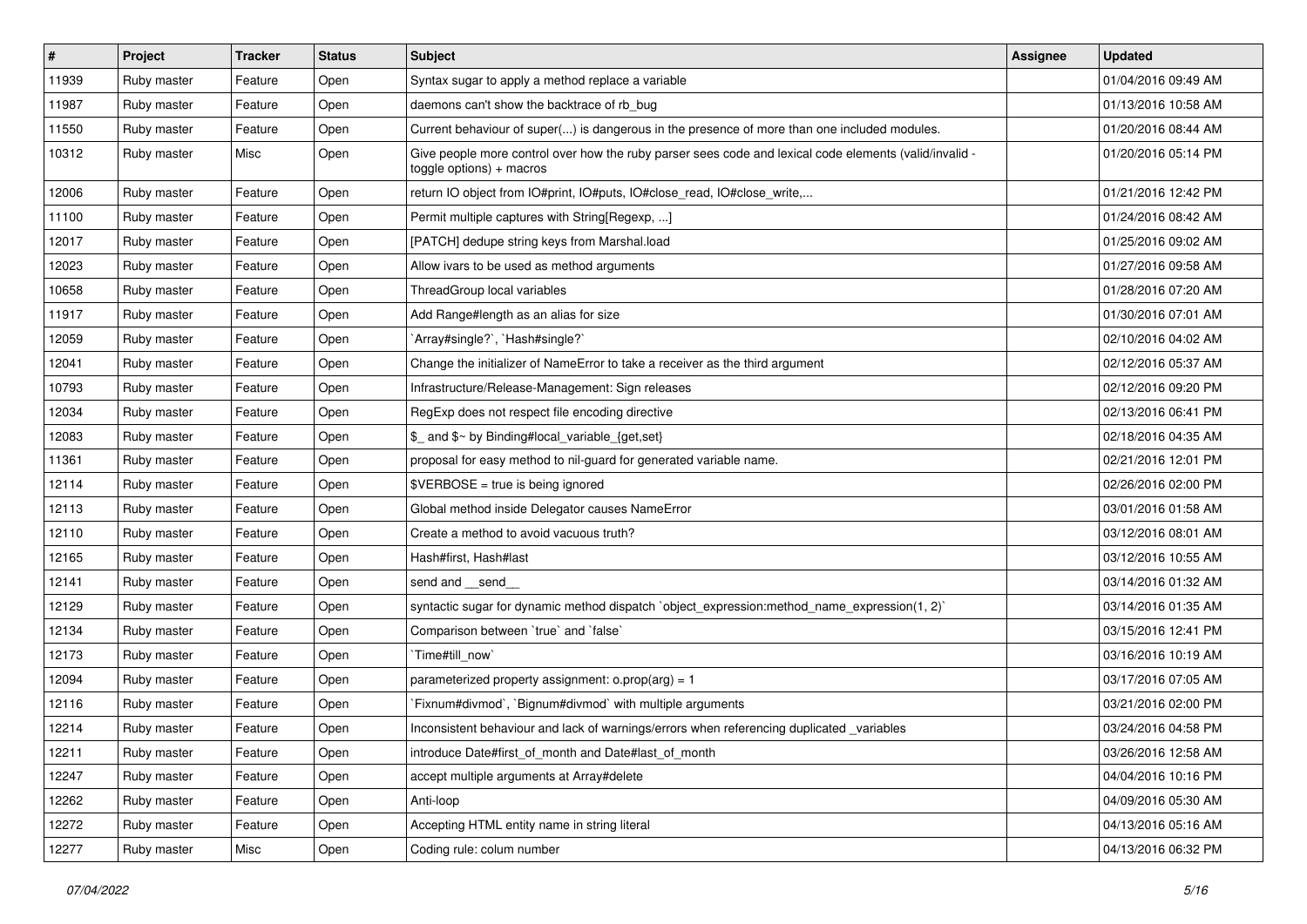| # | Project | Tracker | Status | Subject | Assignee | Updated |
|---|---|---|---|---|---|---|
| 11939 | Ruby master | Feature | Open | Syntax sugar to apply a method replace a variable | | 01/04/2016 09:49 AM |
| 11987 | Ruby master | Feature | Open | daemons can't show the backtrace of rb_bug | | 01/13/2016 10:58 AM |
| 11550 | Ruby master | Feature | Open | Current behaviour of super(...) is dangerous in the presence of more than one included modules. | | 01/20/2016 08:44 AM |
| 10312 | Ruby master | Misc | Open | Give people more control over how the ruby parser sees code and lexical code elements (valid/invalid - toggle options) + macros | | 01/20/2016 05:14 PM |
| 12006 | Ruby master | Feature | Open | return IO object from IO#print, IO#puts, IO#close_read, IO#close_write,... | | 01/21/2016 12:42 PM |
| 11100 | Ruby master | Feature | Open | Permit multiple captures with String[Regexp, ...] | | 01/24/2016 08:42 AM |
| 12017 | Ruby master | Feature | Open | [PATCH] dedupe string keys from Marshal.load | | 01/25/2016 09:02 AM |
| 12023 | Ruby master | Feature | Open | Allow ivars to be used as method arguments | | 01/27/2016 09:58 AM |
| 10658 | Ruby master | Feature | Open | ThreadGroup local variables | | 01/28/2016 07:20 AM |
| 11917 | Ruby master | Feature | Open | Add Range#length as an alias for size | | 01/30/2016 07:01 AM |
| 12059 | Ruby master | Feature | Open | `Array#single?`, `Hash#single?` | | 02/10/2016 04:02 AM |
| 12041 | Ruby master | Feature | Open | Change the initializer of NameError to take a receiver as the third argument | | 02/12/2016 05:37 AM |
| 10793 | Ruby master | Feature | Open | Infrastructure/Release-Management: Sign releases | | 02/12/2016 09:20 PM |
| 12034 | Ruby master | Feature | Open | RegExp does not respect file encoding directive | | 02/13/2016 06:41 PM |
| 12083 | Ruby master | Feature | Open | $_ and $~ by Binding#local_variable_{get,set} | | 02/18/2016 04:35 AM |
| 11361 | Ruby master | Feature | Open | proposal for easy method to nil-guard for generated variable name. | | 02/21/2016 12:01 PM |
| 12114 | Ruby master | Feature | Open | $VERBOSE = true is being ignored | | 02/26/2016 02:00 PM |
| 12113 | Ruby master | Feature | Open | Global method inside Delegator causes NameError | | 03/01/2016 01:58 AM |
| 12110 | Ruby master | Feature | Open | Create a method to avoid vacuous truth? | | 03/12/2016 08:01 AM |
| 12165 | Ruby master | Feature | Open | Hash#first, Hash#last | | 03/12/2016 10:55 AM |
| 12141 | Ruby master | Feature | Open | send and __send__ | | 03/14/2016 01:32 AM |
| 12129 | Ruby master | Feature | Open | syntactic sugar for dynamic method dispatch `object_expression:method_name_expression(1, 2)` | | 03/14/2016 01:35 AM |
| 12134 | Ruby master | Feature | Open | Comparison between `true` and `false` | | 03/15/2016 12:41 PM |
| 12173 | Ruby master | Feature | Open | `Time#till_now` | | 03/16/2016 10:19 AM |
| 12094 | Ruby master | Feature | Open | parameterized property assignment: o.prop(arg) = 1 | | 03/17/2016 07:05 AM |
| 12116 | Ruby master | Feature | Open | `Fixnum#divmod`, `Bignum#divmod` with multiple arguments | | 03/21/2016 02:00 PM |
| 12214 | Ruby master | Feature | Open | Inconsistent behaviour and lack of warnings/errors when referencing duplicated _variables | | 03/24/2016 04:58 PM |
| 12211 | Ruby master | Feature | Open | introduce Date#first_of_month and Date#last_of_month | | 03/26/2016 12:58 AM |
| 12247 | Ruby master | Feature | Open | accept multiple arguments at Array#delete | | 04/04/2016 10:16 PM |
| 12262 | Ruby master | Feature | Open | Anti-loop | | 04/09/2016 05:30 AM |
| 12272 | Ruby master | Feature | Open | Accepting HTML entity name in string literal | | 04/13/2016 05:16 AM |
| 12277 | Ruby master | Misc | Open | Coding rule: colum number | | 04/13/2016 06:32 PM |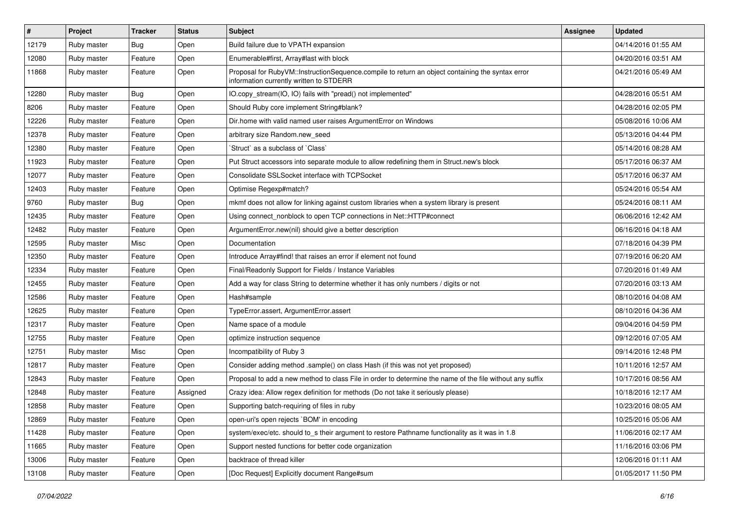| # | Project | Tracker | Status | Subject | Assignee | Updated |
|---|---|---|---|---|---|---|
| 12179 | Ruby master | Bug | Open | Build failure due to VPATH expansion | | 04/14/2016 01:55 AM |
| 12080 | Ruby master | Feature | Open | Enumerable#first, Array#last with block | | 04/20/2016 03:51 AM |
| 11868 | Ruby master | Feature | Open | Proposal for RubyVM::InstructionSequence.compile to return an object containing the syntax error information currently written to STDERR | | 04/21/2016 05:49 AM |
| 12280 | Ruby master | Bug | Open | IO.copy_stream(IO, IO) fails with "pread() not implemented" | | 04/28/2016 05:51 AM |
| 8206 | Ruby master | Feature | Open | Should Ruby core implement String#blank? | | 04/28/2016 02:05 PM |
| 12226 | Ruby master | Feature | Open | Dir.home with valid named user raises ArgumentError on Windows | | 05/08/2016 10:06 AM |
| 12378 | Ruby master | Feature | Open | arbitrary size Random.new_seed | | 05/13/2016 04:44 PM |
| 12380 | Ruby master | Feature | Open | `Struct` as a subclass of `Class` | | 05/14/2016 08:28 AM |
| 11923 | Ruby master | Feature | Open | Put Struct accessors into separate module to allow redefining them in Struct.new's block | | 05/17/2016 06:37 AM |
| 12077 | Ruby master | Feature | Open | Consolidate SSLSocket interface with TCPSocket | | 05/17/2016 06:37 AM |
| 12403 | Ruby master | Feature | Open | Optimise Regexp#match? | | 05/24/2016 05:54 AM |
| 9760 | Ruby master | Bug | Open | mkmf does not allow for linking against custom libraries when a system library is present | | 05/24/2016 08:11 AM |
| 12435 | Ruby master | Feature | Open | Using connect_nonblock to open TCP connections in Net::HTTP#connect | | 06/06/2016 12:42 AM |
| 12482 | Ruby master | Feature | Open | ArgumentError.new(nil) should give a better description | | 06/16/2016 04:18 AM |
| 12595 | Ruby master | Misc | Open | Documentation | | 07/18/2016 04:39 PM |
| 12350 | Ruby master | Feature | Open | Introduce Array#find! that raises an error if element not found | | 07/19/2016 06:20 AM |
| 12334 | Ruby master | Feature | Open | Final/Readonly Support for Fields / Instance Variables | | 07/20/2016 01:49 AM |
| 12455 | Ruby master | Feature | Open | Add a way for class String to determine whether it has only numbers / digits or not | | 07/20/2016 03:13 AM |
| 12586 | Ruby master | Feature | Open | Hash#sample | | 08/10/2016 04:08 AM |
| 12625 | Ruby master | Feature | Open | TypeError.assert, ArgumentError.assert | | 08/10/2016 04:36 AM |
| 12317 | Ruby master | Feature | Open | Name space of a module | | 09/04/2016 04:59 PM |
| 12755 | Ruby master | Feature | Open | optimize instruction sequence | | 09/12/2016 07:05 AM |
| 12751 | Ruby master | Misc | Open | Incompatibility of Ruby 3 | | 09/14/2016 12:48 PM |
| 12817 | Ruby master | Feature | Open | Consider adding method .sample() on class Hash (if this was not yet proposed) | | 10/11/2016 12:57 AM |
| 12843 | Ruby master | Feature | Open | Proposal to add a new method to class File in order to determine the name of the file without any suffix | | 10/17/2016 08:56 AM |
| 12848 | Ruby master | Feature | Assigned | Crazy idea: Allow regex definition for methods (Do not take it seriously please) | | 10/18/2016 12:17 AM |
| 12858 | Ruby master | Feature | Open | Supporting batch-requiring of files in ruby | | 10/23/2016 08:05 AM |
| 12869 | Ruby master | Feature | Open | open-uri's open rejects `BOM' in encoding | | 10/25/2016 05:06 AM |
| 11428 | Ruby master | Feature | Open | system/exec/etc. should to_s their argument to restore Pathname functionality as it was in 1.8 | | 11/06/2016 02:17 AM |
| 11665 | Ruby master | Feature | Open | Support nested functions for better code organization | | 11/16/2016 03:06 PM |
| 13006 | Ruby master | Feature | Open | backtrace of thread killer | | 12/06/2016 01:11 AM |
| 13108 | Ruby master | Feature | Open | [Doc Request] Explicitly document Range#sum | | 01/05/2017 11:50 PM |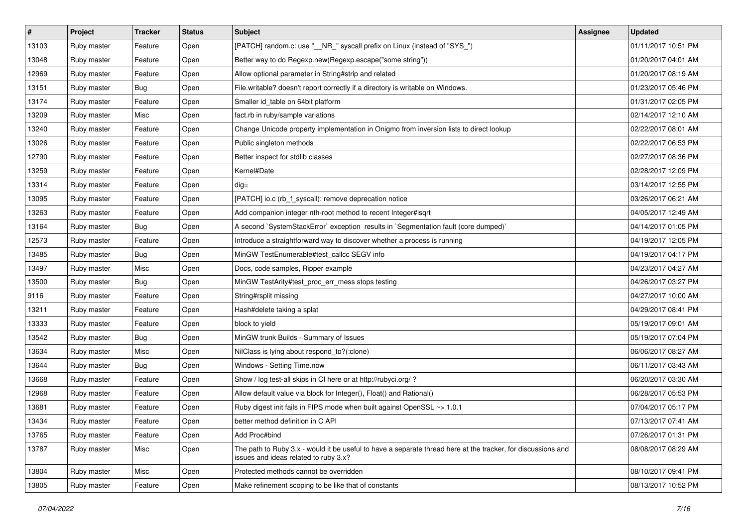| # | Project | Tracker | Status | Subject | Assignee | Updated |
|---|---|---|---|---|---|---|
| 13103 | Ruby master | Feature | Open | [PATCH] random.c: use "__NR_" syscall prefix on Linux (instead of "SYS_") | | 01/11/2017 10:51 PM |
| 13048 | Ruby master | Feature | Open | Better way to do Regexp.new(Regexp.escape("some string")) | | 01/20/2017 04:01 AM |
| 12969 | Ruby master | Feature | Open | Allow optional parameter in String#strip and related | | 01/20/2017 08:19 AM |
| 13151 | Ruby master | Bug | Open | File.writable? doesn't report correctly if a directory is writable on Windows. | | 01/23/2017 05:46 PM |
| 13174 | Ruby master | Feature | Open | Smaller id_table on 64bit platform | | 01/31/2017 02:05 PM |
| 13209 | Ruby master | Misc | Open | fact.rb in ruby/sample variations | | 02/14/2017 12:10 AM |
| 13240 | Ruby master | Feature | Open | Change Unicode property implementation in Onigmo from inversion lists to direct lookup | | 02/22/2017 08:01 AM |
| 13026 | Ruby master | Feature | Open | Public singleton methods | | 02/22/2017 06:53 PM |
| 12790 | Ruby master | Feature | Open | Better inspect for stdlib classes | | 02/27/2017 08:36 PM |
| 13259 | Ruby master | Feature | Open | Kernel#Date | | 02/28/2017 12:09 PM |
| 13314 | Ruby master | Feature | Open | dig= | | 03/14/2017 12:55 PM |
| 13095 | Ruby master | Feature | Open | [PATCH] io.c (rb_f_syscall): remove deprecation notice | | 03/26/2017 06:21 AM |
| 13263 | Ruby master | Feature | Open | Add companion integer nth-root method to recent Integer#isqrt | | 04/05/2017 12:49 AM |
| 13164 | Ruby master | Bug | Open | A second `SystemStackError` exception results in `Segmentation fault (core dumped)` | | 04/14/2017 01:05 PM |
| 12573 | Ruby master | Feature | Open | Introduce a straightforward way to discover whether a process is running | | 04/19/2017 12:05 PM |
| 13485 | Ruby master | Bug | Open | MinGW TestEnumerable#test_callcc SEGV info | | 04/19/2017 04:17 PM |
| 13497 | Ruby master | Misc | Open | Docs, code samples, Ripper example | | 04/23/2017 04:27 AM |
| 13500 | Ruby master | Bug | Open | MinGW TestArity#test_proc_err_mess stops testing | | 04/26/2017 03:27 PM |
| 9116 | Ruby master | Feature | Open | String#rsplit missing | | 04/27/2017 10:00 AM |
| 13211 | Ruby master | Feature | Open | Hash#delete taking a splat | | 04/29/2017 08:41 PM |
| 13333 | Ruby master | Feature | Open | block to yield | | 05/19/2017 09:01 AM |
| 13542 | Ruby master | Bug | Open | MinGW trunk Builds - Summary of Issues | | 05/19/2017 07:04 PM |
| 13634 | Ruby master | Misc | Open | NilClass is lying about respond_to?(:clone) | | 06/06/2017 08:27 AM |
| 13644 | Ruby master | Bug | Open | Windows - Setting Time.now | | 06/11/2017 03:43 AM |
| 13668 | Ruby master | Feature | Open | Show / log test-all skips in CI here or at http://rubyci.org/ ? | | 06/20/2017 03:30 AM |
| 12968 | Ruby master | Feature | Open | Allow default value via block for Integer(), Float() and Rational() | | 06/28/2017 05:53 PM |
| 13681 | Ruby master | Feature | Open | Ruby digest init fails in FIPS mode when built against OpenSSL ~> 1.0.1 | | 07/04/2017 05:17 PM |
| 13434 | Ruby master | Feature | Open | better method definition in C API | | 07/13/2017 07:41 AM |
| 13765 | Ruby master | Feature | Open | Add Proc#bind | | 07/26/2017 01:31 PM |
| 13787 | Ruby master | Misc | Open | The path to Ruby 3.x - would it be useful to have a separate thread here at the tracker, for discussions and issues and ideas related to ruby 3.x? | | 08/08/2017 08:29 AM |
| 13804 | Ruby master | Misc | Open | Protected methods cannot be overridden | | 08/10/2017 09:41 PM |
| 13805 | Ruby master | Feature | Open | Make refinement scoping to be like that of constants | | 08/13/2017 10:52 PM |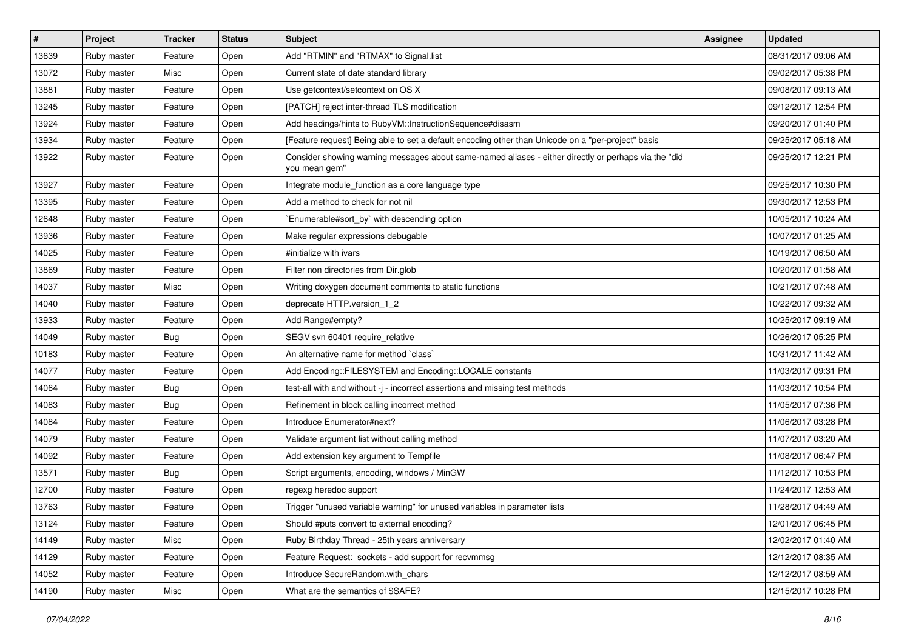| # | Project | Tracker | Status | Subject | Assignee | Updated |
|---|---|---|---|---|---|---|
| 13639 | Ruby master | Feature | Open | Add "RTMIN" and "RTMAX" to Signal.list | | 08/31/2017 09:06 AM |
| 13072 | Ruby master | Misc | Open | Current state of date standard library | | 09/02/2017 05:38 PM |
| 13881 | Ruby master | Feature | Open | Use getcontext/setcontext on OS X | | 09/08/2017 09:13 AM |
| 13245 | Ruby master | Feature | Open | [PATCH] reject inter-thread TLS modification | | 09/12/2017 12:54 PM |
| 13924 | Ruby master | Feature | Open | Add headings/hints to RubyVM::InstructionSequence#disasm | | 09/20/2017 01:40 PM |
| 13934 | Ruby master | Feature | Open | [Feature request] Being able to set a default encoding other than Unicode on a "per-project" basis | | 09/25/2017 05:18 AM |
| 13922 | Ruby master | Feature | Open | Consider showing warning messages about same-named aliases - either directly or perhaps via the "did you mean gem" | | 09/25/2017 12:21 PM |
| 13927 | Ruby master | Feature | Open | Integrate module_function as a core language type | | 09/25/2017 10:30 PM |
| 13395 | Ruby master | Feature | Open | Add a method to check for not nil | | 09/30/2017 12:53 PM |
| 12648 | Ruby master | Feature | Open | `Enumerable#sort_by` with descending option | | 10/05/2017 10:24 AM |
| 13936 | Ruby master | Feature | Open | Make regular expressions debugable | | 10/07/2017 01:25 AM |
| 14025 | Ruby master | Feature | Open | #initialize with ivars | | 10/19/2017 06:50 AM |
| 13869 | Ruby master | Feature | Open | Filter non directories from Dir.glob | | 10/20/2017 01:58 AM |
| 14037 | Ruby master | Misc | Open | Writing doxygen document comments to static functions | | 10/21/2017 07:48 AM |
| 14040 | Ruby master | Feature | Open | deprecate HTTP.version_1_2 | | 10/22/2017 09:32 AM |
| 13933 | Ruby master | Feature | Open | Add Range#empty? | | 10/25/2017 09:19 AM |
| 14049 | Ruby master | Bug | Open | SEGV svn 60401 require_relative | | 10/26/2017 05:25 PM |
| 10183 | Ruby master | Feature | Open | An alternative name for method `class` | | 10/31/2017 11:42 AM |
| 14077 | Ruby master | Feature | Open | Add Encoding::FILESYSTEM and Encoding::LOCALE constants | | 11/03/2017 09:31 PM |
| 14064 | Ruby master | Bug | Open | test-all with and without -j - incorrect assertions and missing test methods | | 11/03/2017 10:54 PM |
| 14083 | Ruby master | Bug | Open | Refinement in block calling incorrect method | | 11/05/2017 07:36 PM |
| 14084 | Ruby master | Feature | Open | Introduce Enumerator#next? | | 11/06/2017 03:28 PM |
| 14079 | Ruby master | Feature | Open | Validate argument list without calling method | | 11/07/2017 03:20 AM |
| 14092 | Ruby master | Feature | Open | Add extension key argument to Tempfile | | 11/08/2017 06:47 PM |
| 13571 | Ruby master | Bug | Open | Script arguments, encoding, windows / MinGW | | 11/12/2017 10:53 PM |
| 12700 | Ruby master | Feature | Open | regexg heredoc support | | 11/24/2017 12:53 AM |
| 13763 | Ruby master | Feature | Open | Trigger "unused variable warning" for unused variables in parameter lists | | 11/28/2017 04:49 AM |
| 13124 | Ruby master | Feature | Open | Should #puts convert to external encoding? | | 12/01/2017 06:45 PM |
| 14149 | Ruby master | Misc | Open | Ruby Birthday Thread - 25th years anniversary | | 12/02/2017 01:40 AM |
| 14129 | Ruby master | Feature | Open | Feature Request: sockets - add support for recvmmsg | | 12/12/2017 08:35 AM |
| 14052 | Ruby master | Feature | Open | Introduce SecureRandom.with_chars | | 12/12/2017 08:59 AM |
| 14190 | Ruby master | Misc | Open | What are the semantics of $SAFE? | | 12/15/2017 10:28 PM |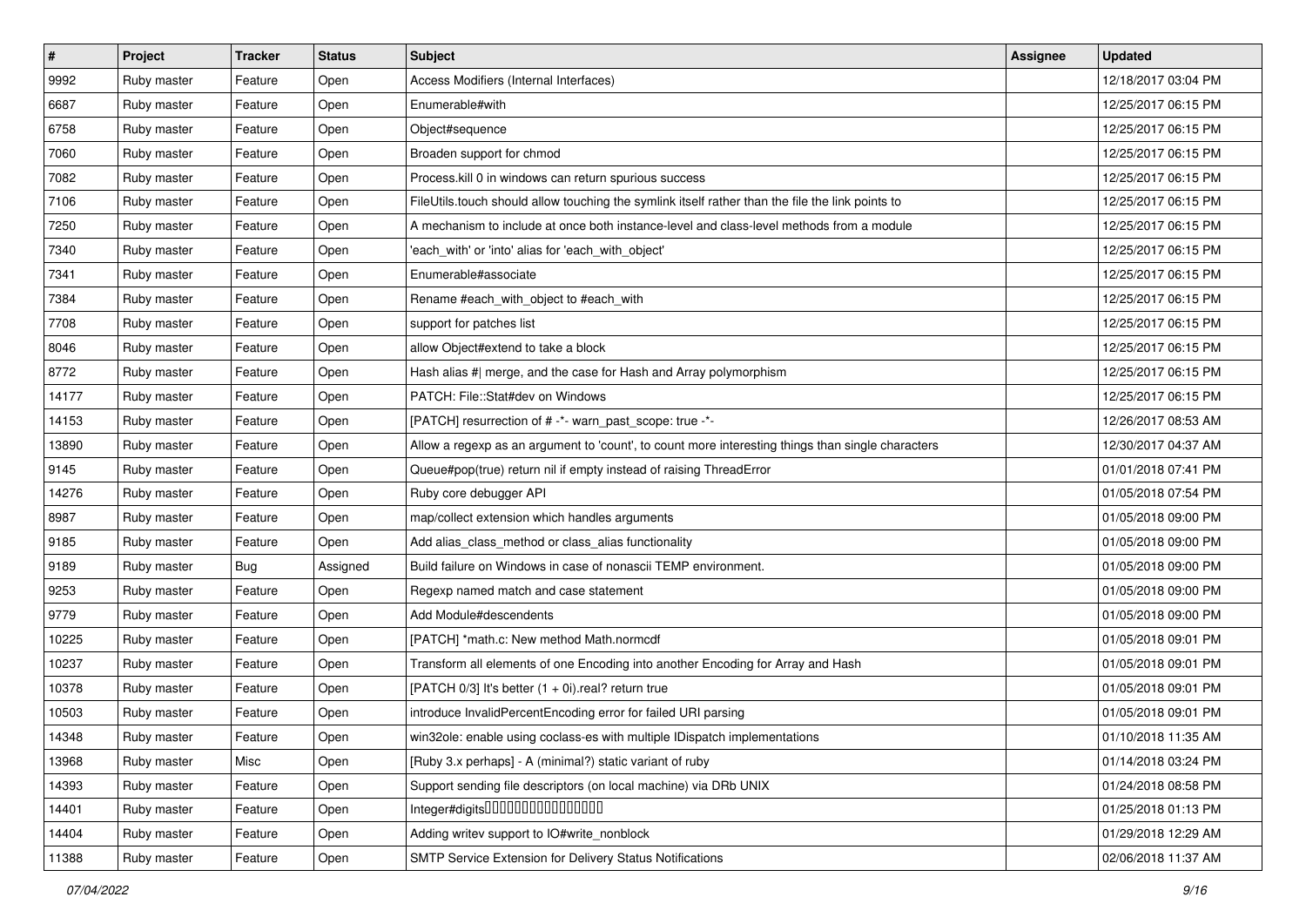| # | Project | Tracker | Status | Subject | Assignee | Updated |
|---|---|---|---|---|---|---|
| 9992 | Ruby master | Feature | Open | Access Modifiers (Internal Interfaces) | | 12/18/2017 03:04 PM |
| 6687 | Ruby master | Feature | Open | Enumerable#with | | 12/25/2017 06:15 PM |
| 6758 | Ruby master | Feature | Open | Object#sequence | | 12/25/2017 06:15 PM |
| 7060 | Ruby master | Feature | Open | Broaden support for chmod | | 12/25/2017 06:15 PM |
| 7082 | Ruby master | Feature | Open | Process.kill 0 in windows can return spurious success | | 12/25/2017 06:15 PM |
| 7106 | Ruby master | Feature | Open | FileUtils.touch should allow touching the symlink itself rather than the file the link points to | | 12/25/2017 06:15 PM |
| 7250 | Ruby master | Feature | Open | A mechanism to include at once both instance-level and class-level methods from a module | | 12/25/2017 06:15 PM |
| 7340 | Ruby master | Feature | Open | 'each_with' or 'into' alias for 'each_with_object' | | 12/25/2017 06:15 PM |
| 7341 | Ruby master | Feature | Open | Enumerable#associate | | 12/25/2017 06:15 PM |
| 7384 | Ruby master | Feature | Open | Rename #each_with_object to #each_with | | 12/25/2017 06:15 PM |
| 7708 | Ruby master | Feature | Open | support for patches list | | 12/25/2017 06:15 PM |
| 8046 | Ruby master | Feature | Open | allow Object#extend to take a block | | 12/25/2017 06:15 PM |
| 8772 | Ruby master | Feature | Open | Hash alias #\| merge, and the case for Hash and Array polymorphism | | 12/25/2017 06:15 PM |
| 14177 | Ruby master | Feature | Open | PATCH: File::Stat#dev on Windows | | 12/25/2017 06:15 PM |
| 14153 | Ruby master | Feature | Open | [PATCH] resurrection of # -*- warn_past_scope: true -*- | | 12/26/2017 08:53 AM |
| 13890 | Ruby master | Feature | Open | Allow a regexp as an argument to 'count', to count more interesting things than single characters | | 12/30/2017 04:37 AM |
| 9145 | Ruby master | Feature | Open | Queue#pop(true) return nil if empty instead of raising ThreadError | | 01/01/2018 07:41 PM |
| 14276 | Ruby master | Feature | Open | Ruby core debugger API | | 01/05/2018 07:54 PM |
| 8987 | Ruby master | Feature | Open | map/collect extension which handles arguments | | 01/05/2018 09:00 PM |
| 9185 | Ruby master | Feature | Open | Add alias_class_method or class_alias functionality | | 01/05/2018 09:00 PM |
| 9189 | Ruby master | Bug | Assigned | Build failure on Windows in case of nonascii TEMP environment. | | 01/05/2018 09:00 PM |
| 9253 | Ruby master | Feature | Open | Regexp named match and case statement | | 01/05/2018 09:00 PM |
| 9779 | Ruby master | Feature | Open | Add Module#descendents | | 01/05/2018 09:00 PM |
| 10225 | Ruby master | Feature | Open | [PATCH] *math.c: New method Math.normcdf | | 01/05/2018 09:01 PM |
| 10237 | Ruby master | Feature | Open | Transform all elements of one Encoding into another Encoding for Array and Hash | | 01/05/2018 09:01 PM |
| 10378 | Ruby master | Feature | Open | [PATCH 0/3] It's better (1 + 0i).real? return true | | 01/05/2018 09:01 PM |
| 10503 | Ruby master | Feature | Open | introduce InvalidPercentEncoding error for failed URI parsing | | 01/05/2018 09:01 PM |
| 14348 | Ruby master | Feature | Open | win32ole: enable using coclass-es with multiple IDispatch implementations | | 01/10/2018 11:35 AM |
| 13968 | Ruby master | Misc | Open | [Ruby 3.x perhaps] - A (minimal?) static variant of ruby | | 01/14/2018 03:24 PM |
| 14393 | Ruby master | Feature | Open | Support sending file descriptors (on local machine) via DRb UNIX | | 01/24/2018 08:58 PM |
| 14401 | Ruby master | Feature | Open | Integer#digits�������������������� | | 01/25/2018 01:13 PM |
| 14404 | Ruby master | Feature | Open | Adding writev support to IO#write_nonblock | | 01/29/2018 12:29 AM |
| 11388 | Ruby master | Feature | Open | SMTP Service Extension for Delivery Status Notifications | | 02/06/2018 11:37 AM |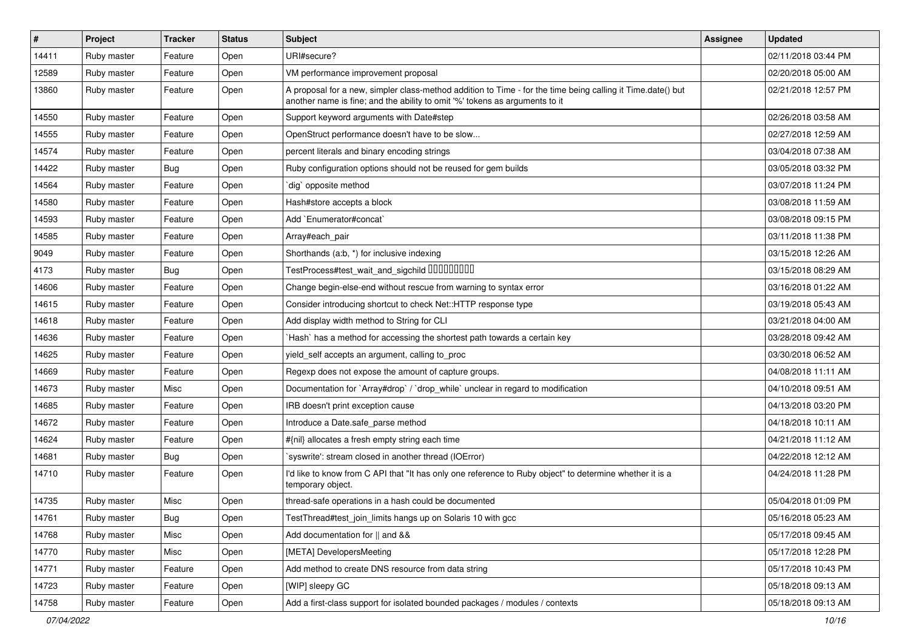| # | Project | Tracker | Status | Subject | Assignee | Updated |
|---|---|---|---|---|---|---|
| 14411 | Ruby master | Feature | Open | URI#secure? | | 02/11/2018 03:44 PM |
| 12589 | Ruby master | Feature | Open | VM performance improvement proposal | | 02/20/2018 05:00 AM |
| 13860 | Ruby master | Feature | Open | A proposal for a new, simpler class-method addition to Time - for the time being calling it Time.date() but another name is fine; and the ability to omit '%' tokens as arguments to it | | 02/21/2018 12:57 PM |
| 14550 | Ruby master | Feature | Open | Support keyword arguments with Date#step | | 02/26/2018 03:58 AM |
| 14555 | Ruby master | Feature | Open | OpenStruct performance doesn't have to be slow... | | 02/27/2018 12:59 AM |
| 14574 | Ruby master | Feature | Open | percent literals and binary encoding strings | | 03/04/2018 07:38 AM |
| 14422 | Ruby master | Bug | Open | Ruby configuration options should not be reused for gem builds | | 03/05/2018 03:32 PM |
| 14564 | Ruby master | Feature | Open | `dig` opposite method | | 03/07/2018 11:24 PM |
| 14580 | Ruby master | Feature | Open | Hash#store accepts a block | | 03/08/2018 11:59 AM |
| 14593 | Ruby master | Feature | Open | Add `Enumerator#concat` | | 03/08/2018 09:15 PM |
| 14585 | Ruby master | Feature | Open | Array#each_pair | | 03/11/2018 11:38 PM |
| 9049 | Ruby master | Feature | Open | Shorthands (a:b, *) for inclusive indexing | | 03/15/2018 12:26 AM |
| 4173 | Ruby master | Bug | Open | TestProcess#test_wait_and_sigchild □□□□□□□□□ | | 03/15/2018 08:29 AM |
| 14606 | Ruby master | Feature | Open | Change begin-else-end without rescue from warning to syntax error | | 03/16/2018 01:22 AM |
| 14615 | Ruby master | Feature | Open | Consider introducing shortcut to check Net::HTTP response type | | 03/19/2018 05:43 AM |
| 14618 | Ruby master | Feature | Open | Add display width method to String for CLI | | 03/21/2018 04:00 AM |
| 14636 | Ruby master | Feature | Open | `Hash` has a method for accessing the shortest path towards a certain key | | 03/28/2018 09:42 AM |
| 14625 | Ruby master | Feature | Open | yield_self accepts an argument, calling to_proc | | 03/30/2018 06:52 AM |
| 14669 | Ruby master | Feature | Open | Regexp does not expose the amount of capture groups. | | 04/08/2018 11:11 AM |
| 14673 | Ruby master | Misc | Open | Documentation for `Array#drop` / `drop_while` unclear in regard to modification | | 04/10/2018 09:51 AM |
| 14685 | Ruby master | Feature | Open | IRB doesn't print exception cause | | 04/13/2018 03:20 PM |
| 14672 | Ruby master | Feature | Open | Introduce a Date.safe_parse method | | 04/18/2018 10:11 AM |
| 14624 | Ruby master | Feature | Open | #{nil} allocates a fresh empty string each time | | 04/21/2018 11:12 AM |
| 14681 | Ruby master | Bug | Open | `syswrite': stream closed in another thread (IOError) | | 04/22/2018 12:12 AM |
| 14710 | Ruby master | Feature | Open | I'd like to know from C API that "It has only one reference to Ruby object" to determine whether it is a temporary object. | | 04/24/2018 11:28 PM |
| 14735 | Ruby master | Misc | Open | thread-safe operations in a hash could be documented | | 05/04/2018 01:09 PM |
| 14761 | Ruby master | Bug | Open | TestThread#test_join_limits hangs up on Solaris 10 with gcc | | 05/16/2018 05:23 AM |
| 14768 | Ruby master | Misc | Open | Add documentation for \|\| and && | | 05/17/2018 09:45 AM |
| 14770 | Ruby master | Misc | Open | [META] DevelopersMeeting | | 05/17/2018 12:28 PM |
| 14771 | Ruby master | Feature | Open | Add method to create DNS resource from data string | | 05/17/2018 10:43 PM |
| 14723 | Ruby master | Feature | Open | [WIP] sleepy GC | | 05/18/2018 09:13 AM |
| 14758 | Ruby master | Feature | Open | Add a first-class support for isolated bounded packages / modules / contexts | | 05/18/2018 09:13 AM |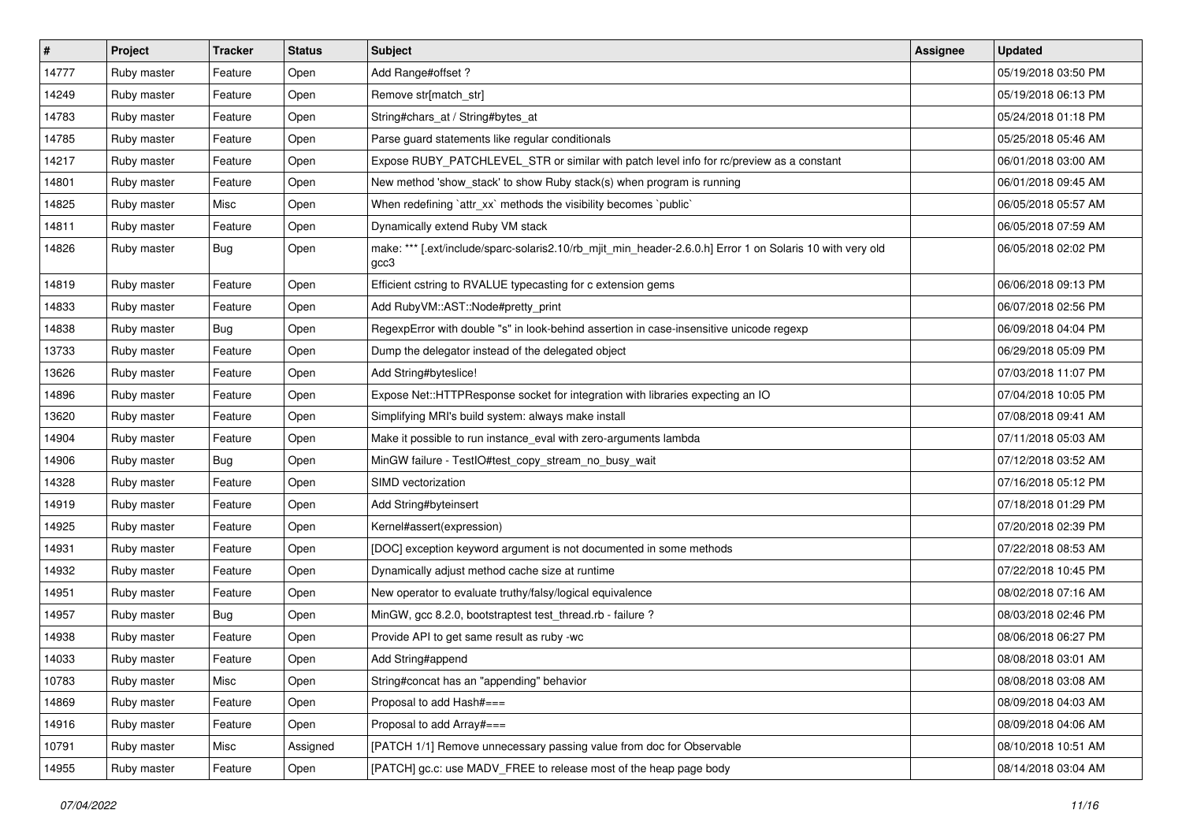| # | Project | Tracker | Status | Subject | Assignee | Updated |
|---|---|---|---|---|---|---|
| 14777 | Ruby master | Feature | Open | Add Range#offset ? | | 05/19/2018 03:50 PM |
| 14249 | Ruby master | Feature | Open | Remove str[match_str] | | 05/19/2018 06:13 PM |
| 14783 | Ruby master | Feature | Open | String#chars_at / String#bytes_at | | 05/24/2018 01:18 PM |
| 14785 | Ruby master | Feature | Open | Parse guard statements like regular conditionals | | 05/25/2018 05:46 AM |
| 14217 | Ruby master | Feature | Open | Expose RUBY_PATCHLEVEL_STR or similar with patch level info for rc/preview as a constant | | 06/01/2018 03:00 AM |
| 14801 | Ruby master | Feature | Open | New method 'show_stack' to show Ruby stack(s) when program is running | | 06/01/2018 09:45 AM |
| 14825 | Ruby master | Misc | Open | When redefining `attr_xx` methods the visibility becomes `public` | | 06/05/2018 05:57 AM |
| 14811 | Ruby master | Feature | Open | Dynamically extend Ruby VM stack | | 06/05/2018 07:59 AM |
| 14826 | Ruby master | Bug | Open | make: *** [.ext/include/sparc-solaris2.10/rb_mjit_min_header-2.6.0.h] Error 1 on Solaris 10 with very old gcc3 | | 06/05/2018 02:02 PM |
| 14819 | Ruby master | Feature | Open | Efficient cstring to RVALUE typecasting for c extension gems | | 06/06/2018 09:13 PM |
| 14833 | Ruby master | Feature | Open | Add RubyVM::AST::Node#pretty_print | | 06/07/2018 02:56 PM |
| 14838 | Ruby master | Bug | Open | RegexpError with double "s" in look-behind assertion in case-insensitive unicode regexp | | 06/09/2018 04:04 PM |
| 13733 | Ruby master | Feature | Open | Dump the delegator instead of the delegated object | | 06/29/2018 05:09 PM |
| 13626 | Ruby master | Feature | Open | Add String#byteslice! | | 07/03/2018 11:07 PM |
| 14896 | Ruby master | Feature | Open | Expose Net::HTTPResponse socket for integration with libraries expecting an IO | | 07/04/2018 10:05 PM |
| 13620 | Ruby master | Feature | Open | Simplifying MRI's build system: always make install | | 07/08/2018 09:41 AM |
| 14904 | Ruby master | Feature | Open | Make it possible to run instance_eval with zero-arguments lambda | | 07/11/2018 05:03 AM |
| 14906 | Ruby master | Bug | Open | MinGW failure - TestIO#test_copy_stream_no_busy_wait | | 07/12/2018 03:52 AM |
| 14328 | Ruby master | Feature | Open | SIMD vectorization | | 07/16/2018 05:12 PM |
| 14919 | Ruby master | Feature | Open | Add String#byteinsert | | 07/18/2018 01:29 PM |
| 14925 | Ruby master | Feature | Open | Kernel#assert(expression) | | 07/20/2018 02:39 PM |
| 14931 | Ruby master | Feature | Open | [DOC] exception keyword argument is not documented in some methods | | 07/22/2018 08:53 AM |
| 14932 | Ruby master | Feature | Open | Dynamically adjust method cache size at runtime | | 07/22/2018 10:45 PM |
| 14951 | Ruby master | Feature | Open | New operator to evaluate truthy/falsy/logical equivalence | | 08/02/2018 07:16 AM |
| 14957 | Ruby master | Bug | Open | MinGW, gcc 8.2.0, bootstraptest test_thread.rb - failure ? | | 08/03/2018 02:46 PM |
| 14938 | Ruby master | Feature | Open | Provide API to get same result as ruby -wc | | 08/06/2018 06:27 PM |
| 14033 | Ruby master | Feature | Open | Add String#append | | 08/08/2018 03:01 AM |
| 10783 | Ruby master | Misc | Open | String#concat has an "appending" behavior | | 08/08/2018 03:08 AM |
| 14869 | Ruby master | Feature | Open | Proposal to add Hash#=== | | 08/09/2018 04:03 AM |
| 14916 | Ruby master | Feature | Open | Proposal to add Array#=== | | 08/09/2018 04:06 AM |
| 10791 | Ruby master | Misc | Assigned | [PATCH 1/1] Remove unnecessary passing value from doc for Observable | | 08/10/2018 10:51 AM |
| 14955 | Ruby master | Feature | Open | [PATCH] gc.c: use MADV_FREE to release most of the heap page body | | 08/14/2018 03:04 AM |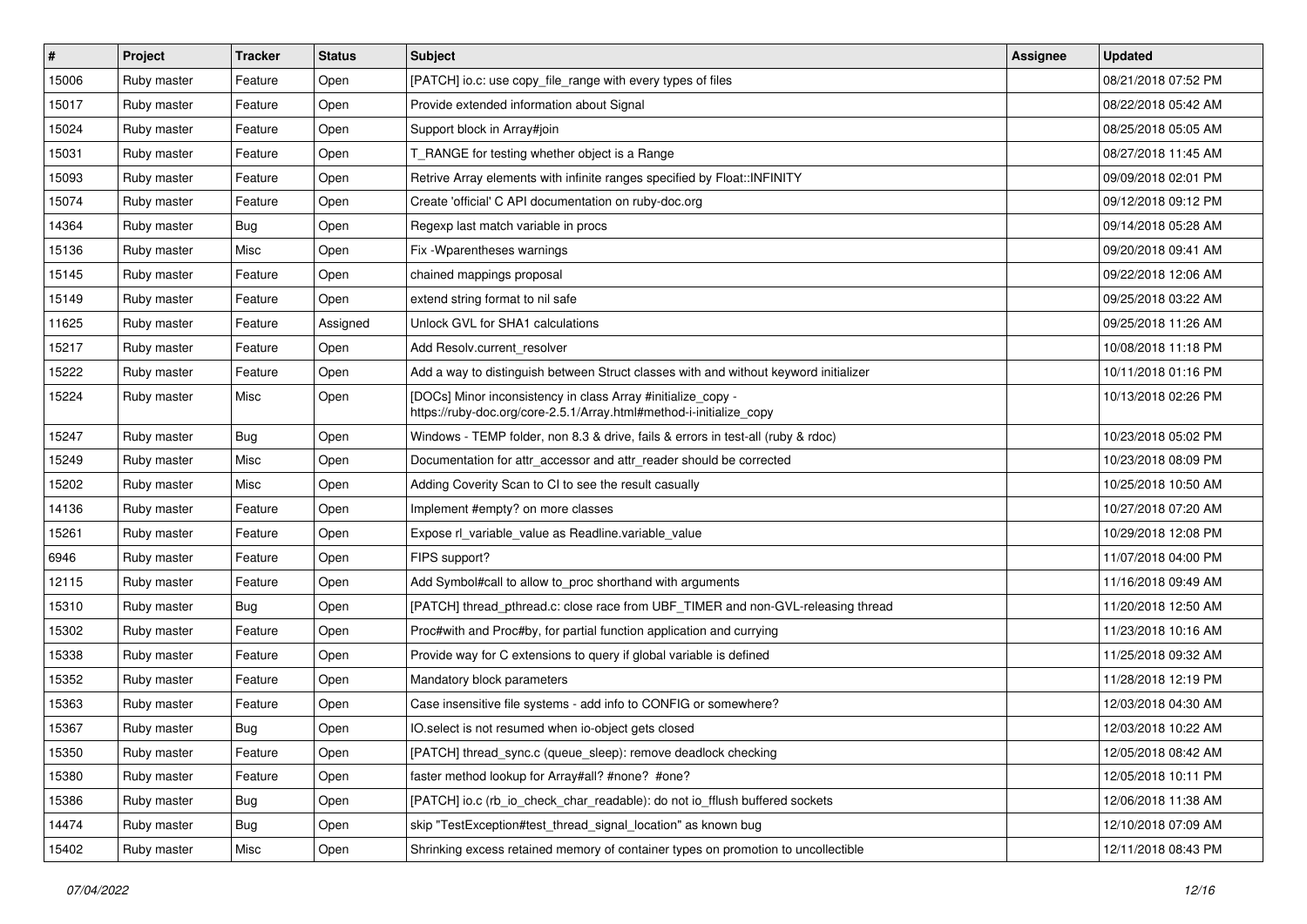| # | Project | Tracker | Status | Subject | Assignee | Updated |
|---|---|---|---|---|---|---|
| 15006 | Ruby master | Feature | Open | [PATCH] io.c: use copy_file_range with every types of files | | 08/21/2018 07:52 PM |
| 15017 | Ruby master | Feature | Open | Provide extended information about Signal | | 08/22/2018 05:42 AM |
| 15024 | Ruby master | Feature | Open | Support block in Array#join | | 08/25/2018 05:05 AM |
| 15031 | Ruby master | Feature | Open | T_RANGE for testing whether object is a Range | | 08/27/2018 11:45 AM |
| 15093 | Ruby master | Feature | Open | Retrive Array elements with infinite ranges specified by Float::INFINITY | | 09/09/2018 02:01 PM |
| 15074 | Ruby master | Feature | Open | Create 'official' C API documentation on ruby-doc.org | | 09/12/2018 09:12 PM |
| 14364 | Ruby master | Bug | Open | Regexp last match variable in procs | | 09/14/2018 05:28 AM |
| 15136 | Ruby master | Misc | Open | Fix -Wparentheses warnings | | 09/20/2018 09:41 AM |
| 15145 | Ruby master | Feature | Open | chained mappings proposal | | 09/22/2018 12:06 AM |
| 15149 | Ruby master | Feature | Open | extend string format to nil safe | | 09/25/2018 03:22 AM |
| 11625 | Ruby master | Feature | Assigned | Unlock GVL for SHA1 calculations | | 09/25/2018 11:26 AM |
| 15217 | Ruby master | Feature | Open | Add Resolv.current_resolver | | 10/08/2018 11:18 PM |
| 15222 | Ruby master | Feature | Open | Add a way to distinguish between Struct classes with and without keyword initializer | | 10/11/2018 01:16 PM |
| 15224 | Ruby master | Misc | Open | [DOCs] Minor inconsistency in class Array #initialize_copy - https://ruby-doc.org/core-2.5.1/Array.html#method-i-initialize_copy | | 10/13/2018 02:26 PM |
| 15247 | Ruby master | Bug | Open | Windows - TEMP folder, non 8.3 & drive, fails & errors in test-all (ruby & rdoc) | | 10/23/2018 05:02 PM |
| 15249 | Ruby master | Misc | Open | Documentation for attr_accessor and attr_reader should be corrected | | 10/23/2018 08:09 PM |
| 15202 | Ruby master | Misc | Open | Adding Coverity Scan to CI to see the result casually | | 10/25/2018 10:50 AM |
| 14136 | Ruby master | Feature | Open | Implement #empty? on more classes | | 10/27/2018 07:20 AM |
| 15261 | Ruby master | Feature | Open | Expose rl_variable_value as Readline.variable_value | | 10/29/2018 12:08 PM |
| 6946 | Ruby master | Feature | Open | FIPS support? | | 11/07/2018 04:00 PM |
| 12115 | Ruby master | Feature | Open | Add Symbol#call to allow to_proc shorthand with arguments | | 11/16/2018 09:49 AM |
| 15310 | Ruby master | Bug | Open | [PATCH] thread_pthread.c: close race from UBF_TIMER and non-GVL-releasing thread | | 11/20/2018 12:50 AM |
| 15302 | Ruby master | Feature | Open | Proc#with and Proc#by, for partial function application and currying | | 11/23/2018 10:16 AM |
| 15338 | Ruby master | Feature | Open | Provide way for C extensions to query if global variable is defined | | 11/25/2018 09:32 AM |
| 15352 | Ruby master | Feature | Open | Mandatory block parameters | | 11/28/2018 12:19 PM |
| 15363 | Ruby master | Feature | Open | Case insensitive file systems - add info to CONFIG or somewhere? | | 12/03/2018 04:30 AM |
| 15367 | Ruby master | Bug | Open | IO.select is not resumed when io-object gets closed | | 12/03/2018 10:22 AM |
| 15350 | Ruby master | Feature | Open | [PATCH] thread_sync.c (queue_sleep): remove deadlock checking | | 12/05/2018 08:42 AM |
| 15380 | Ruby master | Feature | Open | faster method lookup for Array#all? #none? #one? | | 12/05/2018 10:11 PM |
| 15386 | Ruby master | Bug | Open | [PATCH] io.c (rb_io_check_char_readable): do not io_fflush buffered sockets | | 12/06/2018 11:38 AM |
| 14474 | Ruby master | Bug | Open | skip "TestException#test_thread_signal_location" as known bug | | 12/10/2018 07:09 AM |
| 15402 | Ruby master | Misc | Open | Shrinking excess retained memory of container types on promotion to uncollectible | | 12/11/2018 08:43 PM |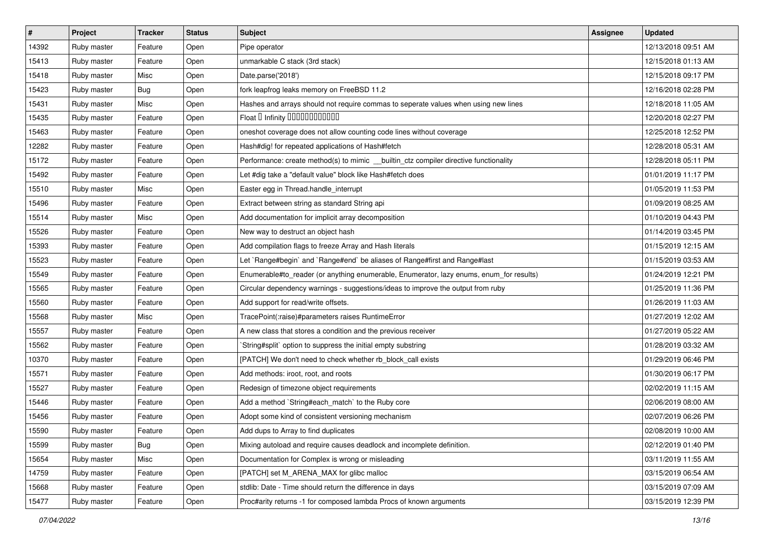| # | Project | Tracker | Status | Subject | Assignee | Updated |
|---|---|---|---|---|---|---|
| 14392 | Ruby master | Feature | Open | Pipe operator | | 12/13/2018 09:51 AM |
| 15413 | Ruby master | Feature | Open | unmarkable C stack (3rd stack) | | 12/15/2018 01:13 AM |
| 15418 | Ruby master | Misc | Open | Date.parse('2018') | | 12/15/2018 09:17 PM |
| 15423 | Ruby master | Bug | Open | fork leapfrog leaks memory on FreeBSD 11.2 | | 12/16/2018 02:28 PM |
| 15431 | Ruby master | Misc | Open | Hashes and arrays should not require commas to seperate values when using new lines | | 12/18/2018 11:05 AM |
| 15435 | Ruby master | Feature | Open | Float □ Infinity □□□□□□□□□□□□ | | 12/20/2018 02:27 PM |
| 15463 | Ruby master | Feature | Open | oneshot coverage does not allow counting code lines without coverage | | 12/25/2018 12:52 PM |
| 12282 | Ruby master | Feature | Open | Hash#dig! for repeated applications of Hash#fetch | | 12/28/2018 05:31 AM |
| 15172 | Ruby master | Feature | Open | Performance: create method(s) to mimic __builtin_ctz compiler directive functionality | | 12/28/2018 05:11 PM |
| 15492 | Ruby master | Feature | Open | Let #dig take a "default value" block like Hash#fetch does | | 01/01/2019 11:17 PM |
| 15510 | Ruby master | Misc | Open | Easter egg in Thread.handle_interrupt | | 01/05/2019 11:53 PM |
| 15496 | Ruby master | Feature | Open | Extract between string as standard String api | | 01/09/2019 08:25 AM |
| 15514 | Ruby master | Misc | Open | Add documentation for implicit array decomposition | | 01/10/2019 04:43 PM |
| 15526 | Ruby master | Feature | Open | New way to destruct an object hash | | 01/14/2019 03:45 PM |
| 15393 | Ruby master | Feature | Open | Add compilation flags to freeze Array and Hash literals | | 01/15/2019 12:15 AM |
| 15523 | Ruby master | Feature | Open | Let `Range#begin` and `Range#end` be aliases of Range#first and Range#last | | 01/15/2019 03:53 AM |
| 15549 | Ruby master | Feature | Open | Enumerable#to_reader (or anything enumerable, Enumerator, lazy enums, enum_for results) | | 01/24/2019 12:21 PM |
| 15565 | Ruby master | Feature | Open | Circular dependency warnings - suggestions/ideas to improve the output from ruby | | 01/25/2019 11:36 PM |
| 15560 | Ruby master | Feature | Open | Add support for read/write offsets. | | 01/26/2019 11:03 AM |
| 15568 | Ruby master | Misc | Open | TracePoint(:raise)#parameters raises RuntimeError | | 01/27/2019 12:02 AM |
| 15557 | Ruby master | Feature | Open | A new class that stores a condition and the previous receiver | | 01/27/2019 05:22 AM |
| 15562 | Ruby master | Feature | Open | `String#split` option to suppress the initial empty substring | | 01/28/2019 03:32 AM |
| 10370 | Ruby master | Feature | Open | [PATCH] We don't need to check whether rb_block_call exists | | 01/29/2019 06:46 PM |
| 15571 | Ruby master | Feature | Open | Add methods: iroot, root, and roots | | 01/30/2019 06:17 PM |
| 15527 | Ruby master | Feature | Open | Redesign of timezone object requirements | | 02/02/2019 11:15 AM |
| 15446 | Ruby master | Feature | Open | Add a method `String#each_match` to the Ruby core | | 02/06/2019 08:00 AM |
| 15456 | Ruby master | Feature | Open | Adopt some kind of consistent versioning mechanism | | 02/07/2019 06:26 PM |
| 15590 | Ruby master | Feature | Open | Add dups to Array to find duplicates | | 02/08/2019 10:00 AM |
| 15599 | Ruby master | Bug | Open | Mixing autoload and require causes deadlock and incomplete definition. | | 02/12/2019 01:40 PM |
| 15654 | Ruby master | Misc | Open | Documentation for Complex is wrong or misleading | | 03/11/2019 11:55 AM |
| 14759 | Ruby master | Feature | Open | [PATCH] set M_ARENA_MAX for glibc malloc | | 03/15/2019 06:54 AM |
| 15668 | Ruby master | Feature | Open | stdlib: Date - Time should return the difference in days | | 03/15/2019 07:09 AM |
| 15477 | Ruby master | Feature | Open | Proc#arity returns -1 for composed lambda Procs of known arguments | | 03/15/2019 12:39 PM |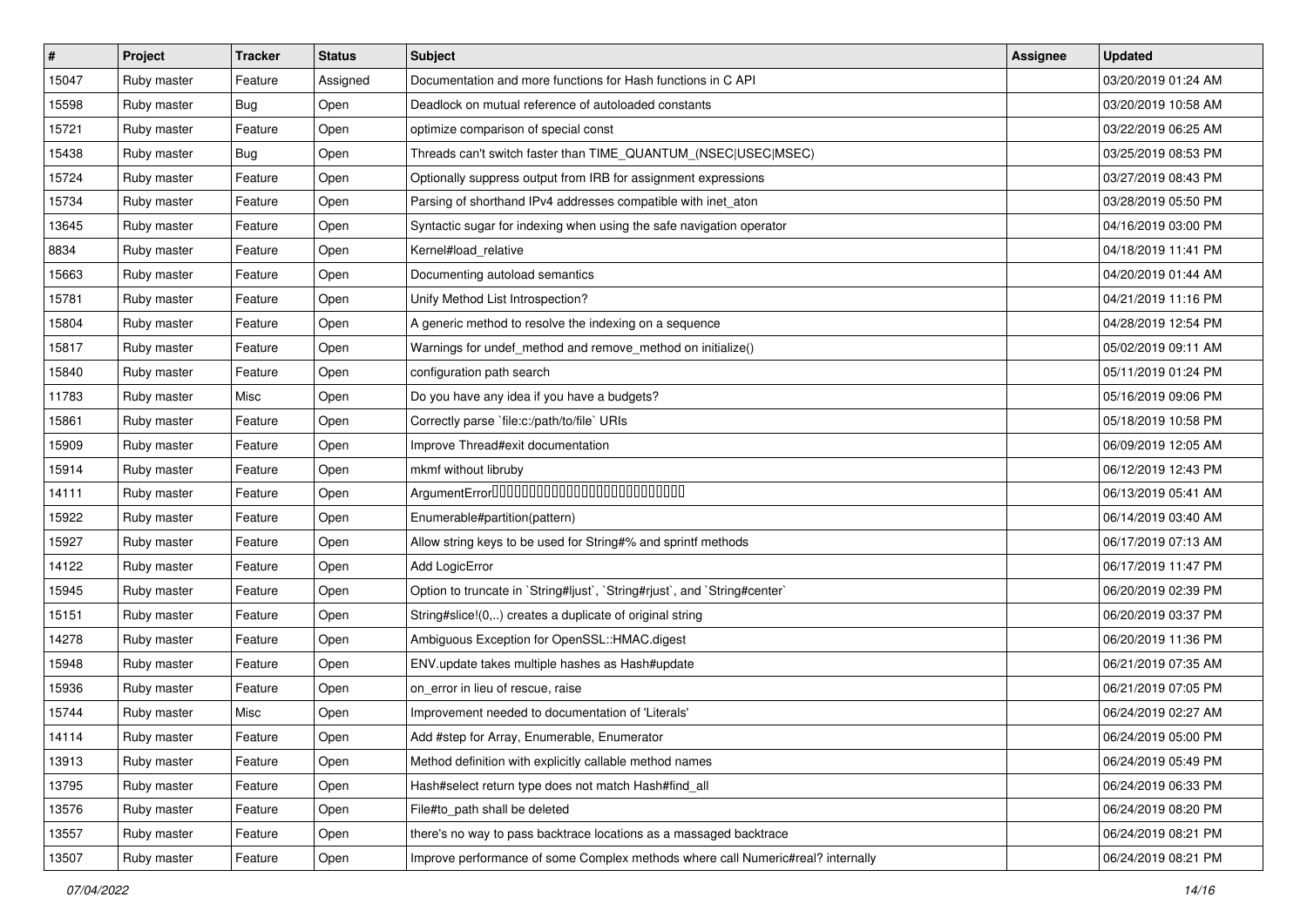| # | Project | Tracker | Status | Subject | Assignee | Updated |
|---|---|---|---|---|---|---|
| 15047 | Ruby master | Feature | Assigned | Documentation and more functions for Hash functions in C API | | 03/20/2019 01:24 AM |
| 15598 | Ruby master | Bug | Open | Deadlock on mutual reference of autoloaded constants | | 03/20/2019 10:58 AM |
| 15721 | Ruby master | Feature | Open | optimize comparison of special const | | 03/22/2019 06:25 AM |
| 15438 | Ruby master | Bug | Open | Threads can't switch faster than TIME_QUANTUM_(NSEC\|USEC\|MSEC) | | 03/25/2019 08:53 PM |
| 15724 | Ruby master | Feature | Open | Optionally suppress output from IRB for assignment expressions | | 03/27/2019 08:43 PM |
| 15734 | Ruby master | Feature | Open | Parsing of shorthand IPv4 addresses compatible with inet_aton | | 03/28/2019 05:50 PM |
| 13645 | Ruby master | Feature | Open | Syntactic sugar for indexing when using the safe navigation operator | | 04/16/2019 03:00 PM |
| 8834 | Ruby master | Feature | Open | Kernel#load_relative | | 04/18/2019 11:41 PM |
| 15663 | Ruby master | Feature | Open | Documenting autoload semantics | | 04/20/2019 01:44 AM |
| 15781 | Ruby master | Feature | Open | Unify Method List Introspection? | | 04/21/2019 11:16 PM |
| 15804 | Ruby master | Feature | Open | A generic method to resolve the indexing on a sequence | | 04/28/2019 12:54 PM |
| 15817 | Ruby master | Feature | Open | Warnings for undef_method and remove_method on initialize() | | 05/02/2019 09:11 AM |
| 15840 | Ruby master | Feature | Open | configuration path search | | 05/11/2019 01:24 PM |
| 11783 | Ruby master | Misc | Open | Do you have any idea if you have a budgets? | | 05/16/2019 09:06 PM |
| 15861 | Ruby master | Feature | Open | Correctly parse `file:c:/path/to/file` URIs | | 05/18/2019 10:58 PM |
| 15909 | Ruby master | Feature | Open | Improve Thread#exit documentation | | 06/09/2019 12:05 AM |
| 15914 | Ruby master | Feature | Open | mkmf without libruby | | 06/12/2019 12:43 PM |
| 14111 | Ruby master | Feature | Open | ArgumentError□□□□□□□□□□□□□□□□□□□□□□□□□□□□ | | 06/13/2019 05:41 AM |
| 15922 | Ruby master | Feature | Open | Enumerable#partition(pattern) | | 06/14/2019 03:40 AM |
| 15927 | Ruby master | Feature | Open | Allow string keys to be used for String#% and sprintf methods | | 06/17/2019 07:13 AM |
| 14122 | Ruby master | Feature | Open | Add LogicError | | 06/17/2019 11:47 PM |
| 15945 | Ruby master | Feature | Open | Option to truncate in `String#ljust`, `String#rjust`, and `String#center` | | 06/20/2019 02:39 PM |
| 15151 | Ruby master | Feature | Open | String#slice!(0,..) creates a duplicate of original string | | 06/20/2019 03:37 PM |
| 14278 | Ruby master | Feature | Open | Ambiguous Exception for OpenSSL::HMAC.digest | | 06/20/2019 11:36 PM |
| 15948 | Ruby master | Feature | Open | ENV.update takes multiple hashes as Hash#update | | 06/21/2019 07:35 AM |
| 15936 | Ruby master | Feature | Open | on_error in lieu of rescue, raise | | 06/21/2019 07:05 PM |
| 15744 | Ruby master | Misc | Open | Improvement needed to documentation of 'Literals' | | 06/24/2019 02:27 AM |
| 14114 | Ruby master | Feature | Open | Add #step for Array, Enumerable, Enumerator | | 06/24/2019 05:00 PM |
| 13913 | Ruby master | Feature | Open | Method definition with explicitly callable method names | | 06/24/2019 05:49 PM |
| 13795 | Ruby master | Feature | Open | Hash#select return type does not match Hash#find_all | | 06/24/2019 06:33 PM |
| 13576 | Ruby master | Feature | Open | File#to_path shall be deleted | | 06/24/2019 08:20 PM |
| 13557 | Ruby master | Feature | Open | there's no way to pass backtrace locations as a massaged backtrace | | 06/24/2019 08:21 PM |
| 13507 | Ruby master | Feature | Open | Improve performance of some Complex methods where call Numeric#real? internally | | 06/24/2019 08:21 PM |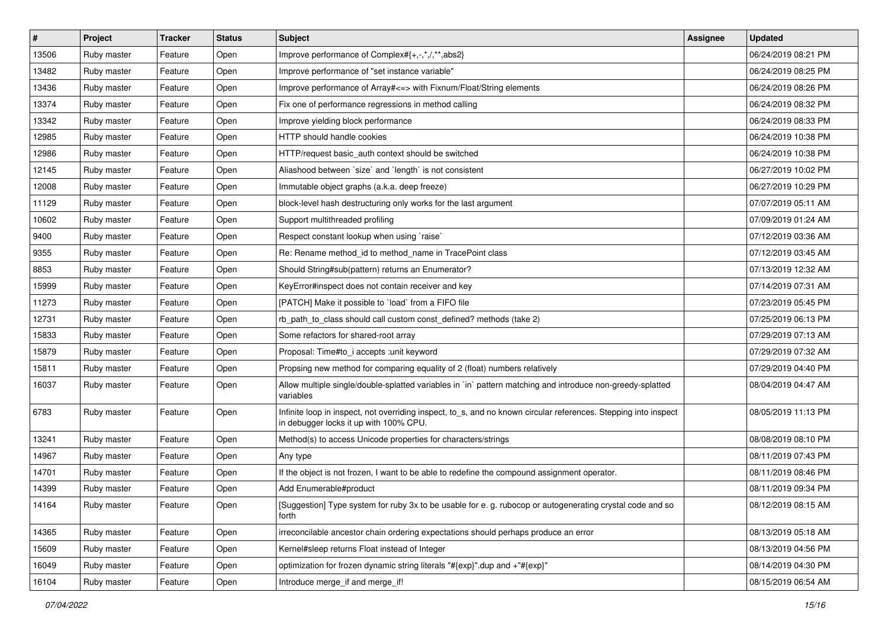| # | Project | Tracker | Status | Subject | Assignee | Updated |
|---|---|---|---|---|---|---|
| 13506 | Ruby master | Feature | Open | Improve performance of Complex#{+,-,*,/,**,abs2} | | 06/24/2019 08:21 PM |
| 13482 | Ruby master | Feature | Open | Improve performance of "set instance variable" | | 06/24/2019 08:25 PM |
| 13436 | Ruby master | Feature | Open | Improve performance of Array#<=> with Fixnum/Float/String elements | | 06/24/2019 08:26 PM |
| 13374 | Ruby master | Feature | Open | Fix one of performance regressions in method calling | | 06/24/2019 08:32 PM |
| 13342 | Ruby master | Feature | Open | Improve yielding block performance | | 06/24/2019 08:33 PM |
| 12985 | Ruby master | Feature | Open | HTTP should handle cookies | | 06/24/2019 10:38 PM |
| 12986 | Ruby master | Feature | Open | HTTP/request basic_auth context should be switched | | 06/24/2019 10:38 PM |
| 12145 | Ruby master | Feature | Open | Aliashood between `size` and `length` is not consistent | | 06/27/2019 10:02 PM |
| 12008 | Ruby master | Feature | Open | Immutable object graphs (a.k.a. deep freeze) | | 06/27/2019 10:29 PM |
| 11129 | Ruby master | Feature | Open | block-level hash destructuring only works for the last argument | | 07/07/2019 05:11 AM |
| 10602 | Ruby master | Feature | Open | Support multithreaded profiling | | 07/09/2019 01:24 AM |
| 9400 | Ruby master | Feature | Open | Respect constant lookup when using `raise` | | 07/12/2019 03:36 AM |
| 9355 | Ruby master | Feature | Open | Re: Rename method_id to method_name in TracePoint class | | 07/12/2019 03:45 AM |
| 8853 | Ruby master | Feature | Open | Should String#sub(pattern) returns an Enumerator? | | 07/13/2019 12:32 AM |
| 15999 | Ruby master | Feature | Open | KeyError#inspect does not contain receiver and key | | 07/14/2019 07:31 AM |
| 11273 | Ruby master | Feature | Open | [PATCH] Make it possible to `load` from a FIFO file | | 07/23/2019 05:45 PM |
| 12731 | Ruby master | Feature | Open | rb_path_to_class should call custom const_defined? methods (take 2) | | 07/25/2019 06:13 PM |
| 15833 | Ruby master | Feature | Open | Some refactors for shared-root array | | 07/29/2019 07:13 AM |
| 15879 | Ruby master | Feature | Open | Proposal: Time#to_i accepts :unit keyword | | 07/29/2019 07:32 AM |
| 15811 | Ruby master | Feature | Open | Propsing new method for comparing equality of 2 (float) numbers relatively | | 07/29/2019 04:40 PM |
| 16037 | Ruby master | Feature | Open | Allow multiple single/double-splatted variables in `in` pattern matching and introduce non-greedy-splatted variables | | 08/04/2019 04:47 AM |
| 6783 | Ruby master | Feature | Open | Infinite loop in inspect, not overriding inspect, to_s, and no known circular references. Stepping into inspect in debugger locks it up with 100% CPU. | | 08/05/2019 11:13 PM |
| 13241 | Ruby master | Feature | Open | Method(s) to access Unicode properties for characters/strings | | 08/08/2019 08:10 PM |
| 14967 | Ruby master | Feature | Open | Any type | | 08/11/2019 07:43 PM |
| 14701 | Ruby master | Feature | Open | If the object is not frozen, I want to be able to redefine the compound assignment operator. | | 08/11/2019 08:46 PM |
| 14399 | Ruby master | Feature | Open | Add Enumerable#product | | 08/11/2019 09:34 PM |
| 14164 | Ruby master | Feature | Open | [Suggestion] Type system for ruby 3x to be usable for e. g. rubocop or autogenerating crystal code and so forth | | 08/12/2019 08:15 AM |
| 14365 | Ruby master | Feature | Open | irreconcilable ancestor chain ordering expectations should perhaps produce an error | | 08/13/2019 05:18 AM |
| 15609 | Ruby master | Feature | Open | Kernel#sleep returns Float instead of Integer | | 08/13/2019 04:56 PM |
| 16049 | Ruby master | Feature | Open | optimization for frozen dynamic string literals "#{exp}".dup and +"#{exp}" | | 08/14/2019 04:30 PM |
| 16104 | Ruby master | Feature | Open | Introduce merge_if and merge_if! | | 08/15/2019 06:54 AM |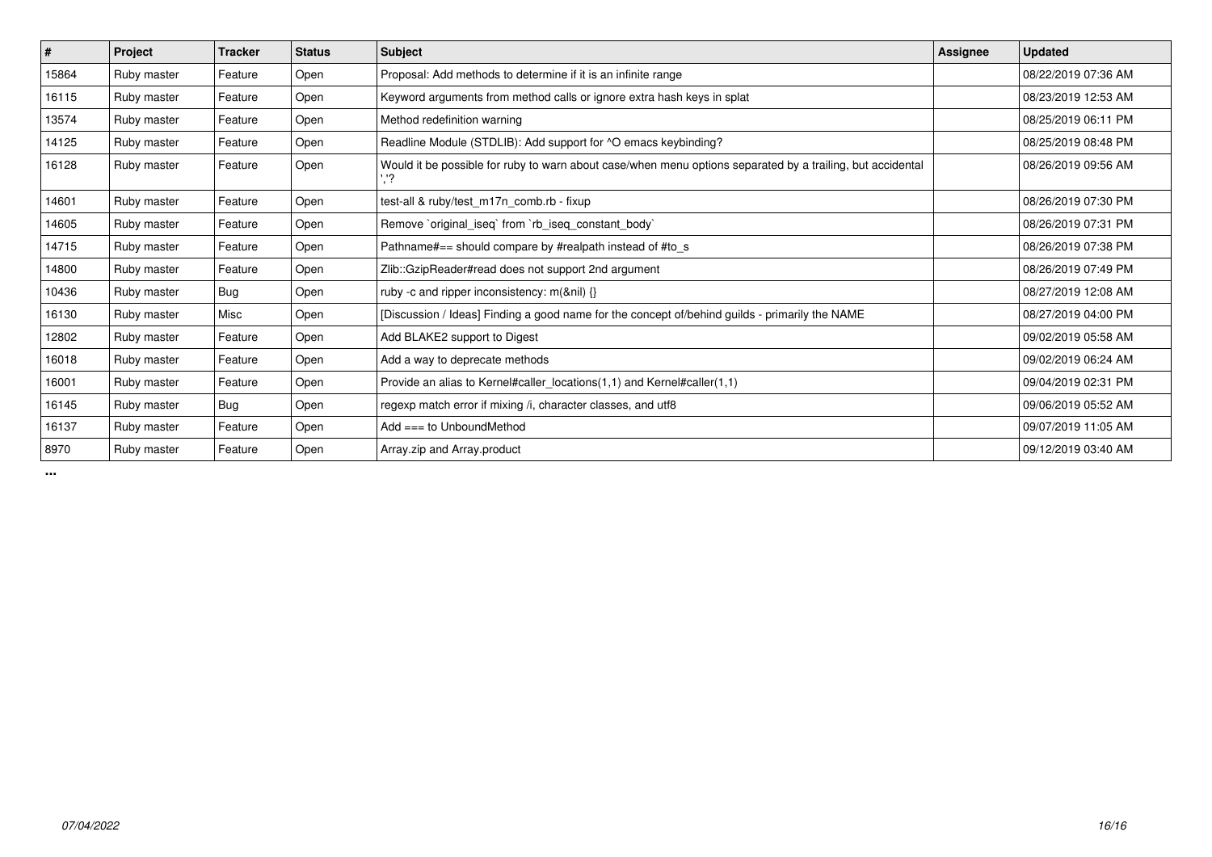| # | Project | Tracker | Status | Subject | Assignee | Updated |
|---|---|---|---|---|---|---|
| 15864 | Ruby master | Feature | Open | Proposal: Add methods to determine if it is an infinite range | | 08/22/2019 07:36 AM |
| 16115 | Ruby master | Feature | Open | Keyword arguments from method calls or ignore extra hash keys in splat | | 08/23/2019 12:53 AM |
| 13574 | Ruby master | Feature | Open | Method redefinition warning | | 08/25/2019 06:11 PM |
| 14125 | Ruby master | Feature | Open | Readline Module (STDLIB): Add support for ^O emacs keybinding? | | 08/25/2019 08:48 PM |
| 16128 | Ruby master | Feature | Open | Would it be possible for ruby to warn about case/when menu options separated by a trailing, but accidental ','? | | 08/26/2019 09:56 AM |
| 14601 | Ruby master | Feature | Open | test-all & ruby/test_m17n_comb.rb - fixup | | 08/26/2019 07:30 PM |
| 14605 | Ruby master | Feature | Open | Remove `original_iseq` from `rb_iseq_constant_body` | | 08/26/2019 07:31 PM |
| 14715 | Ruby master | Feature | Open | Pathname#== should compare by #realpath instead of #to_s | | 08/26/2019 07:38 PM |
| 14800 | Ruby master | Feature | Open | Zlib::GzipReader#read does not support 2nd argument | | 08/26/2019 07:49 PM |
| 10436 | Ruby master | Bug | Open | ruby -c and ripper inconsistency: m(&nil) {} | | 08/27/2019 12:08 AM |
| 16130 | Ruby master | Misc | Open | [Discussion / Ideas] Finding a good name for the concept of/behind guilds - primarily the NAME | | 08/27/2019 04:00 PM |
| 12802 | Ruby master | Feature | Open | Add BLAKE2 support to Digest | | 09/02/2019 05:58 AM |
| 16018 | Ruby master | Feature | Open | Add a way to deprecate methods | | 09/02/2019 06:24 AM |
| 16001 | Ruby master | Feature | Open | Provide an alias to Kernel#caller_locations(1,1) and Kernel#caller(1,1) | | 09/04/2019 02:31 PM |
| 16145 | Ruby master | Bug | Open | regexp match error if mixing /i, character classes, and utf8 | | 09/06/2019 05:52 AM |
| 16137 | Ruby master | Feature | Open | Add === to UnboundMethod | | 09/07/2019 11:05 AM |
| 8970 | Ruby master | Feature | Open | Array.zip and Array.product | | 09/12/2019 03:40 AM |

...